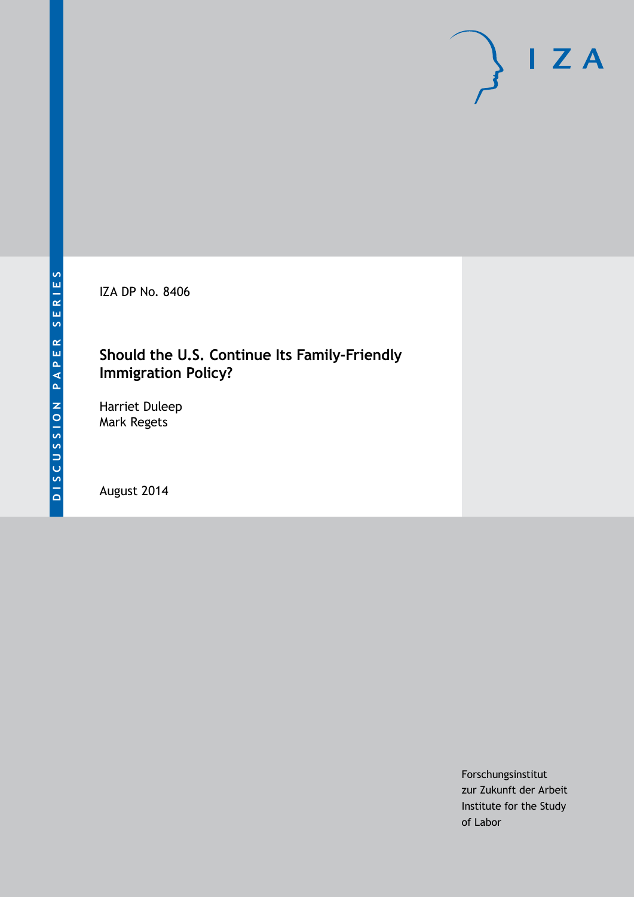DISCUSSION PAPER SERIES

IZA DP No. 8406

# Should the U.S. Continue Its Family-Friendly Immigration Policy?

Harriet Duleep
Mark Regets

August 2014

Forschungsinstitut
zur Zukunft der Arbeit
Institute for the Study
of Labor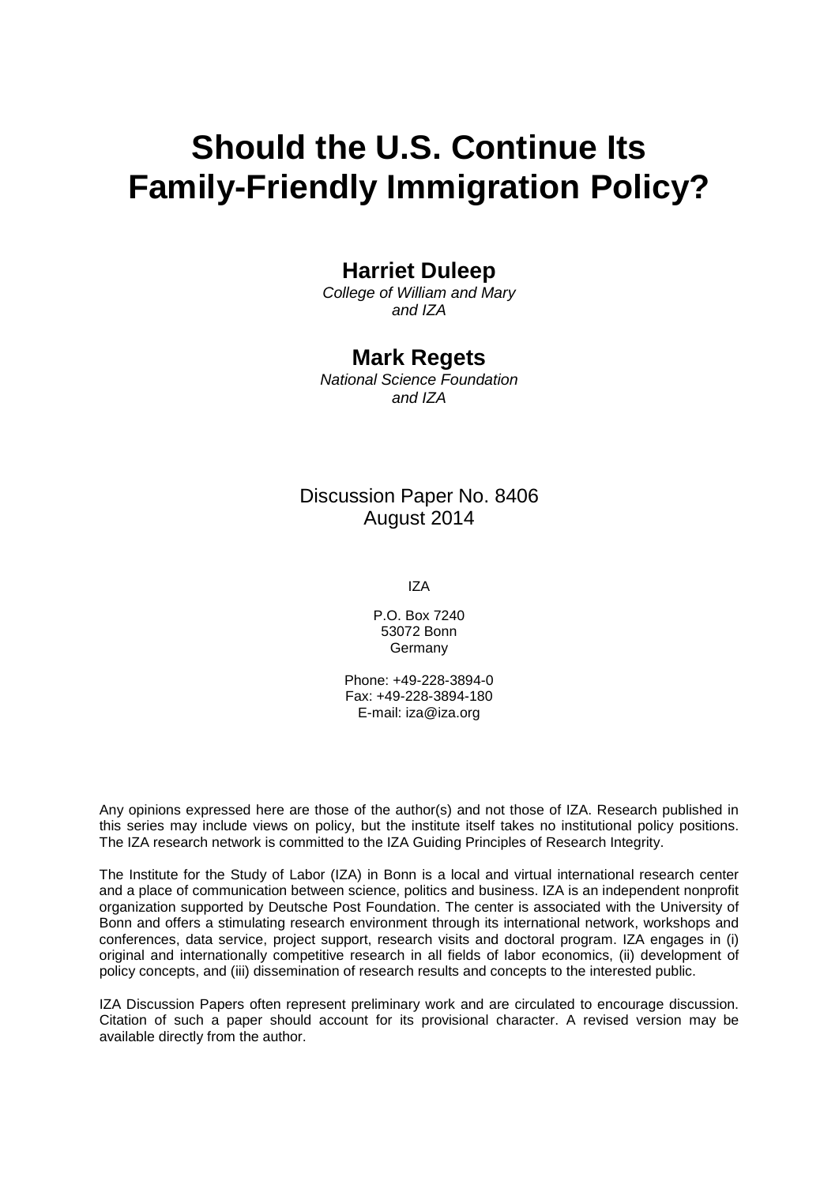# Should the U.S. Continue Its Family-Friendly Immigration Policy?

**Harriet Duleep**
*College of William and Mary and IZA*

**Mark Regets**
*National Science Foundation and IZA*

Discussion Paper No. 8406
August 2014

IZA

P.O. Box 7240
53072 Bonn
Germany

Phone: +49-228-3894-0
Fax: +49-228-3894-180
E-mail: iza@iza.org

Any opinions expressed here are those of the author(s) and not those of IZA. Research published in this series may include views on policy, but the institute itself takes no institutional policy positions. The IZA research network is committed to the IZA Guiding Principles of Research Integrity.

The Institute for the Study of Labor (IZA) in Bonn is a local and virtual international research center and a place of communication between science, politics and business. IZA is an independent nonprofit organization supported by Deutsche Post Foundation. The center is associated with the University of Bonn and offers a stimulating research environment through its international network, workshops and conferences, data service, project support, research visits and doctoral program. IZA engages in (i) original and internationally competitive research in all fields of labor economics, (ii) development of policy concepts, and (iii) dissemination of research results and concepts to the interested public.

IZA Discussion Papers often represent preliminary work and are circulated to encourage discussion. Citation of such a paper should account for its provisional character. A revised version may be available directly from the author.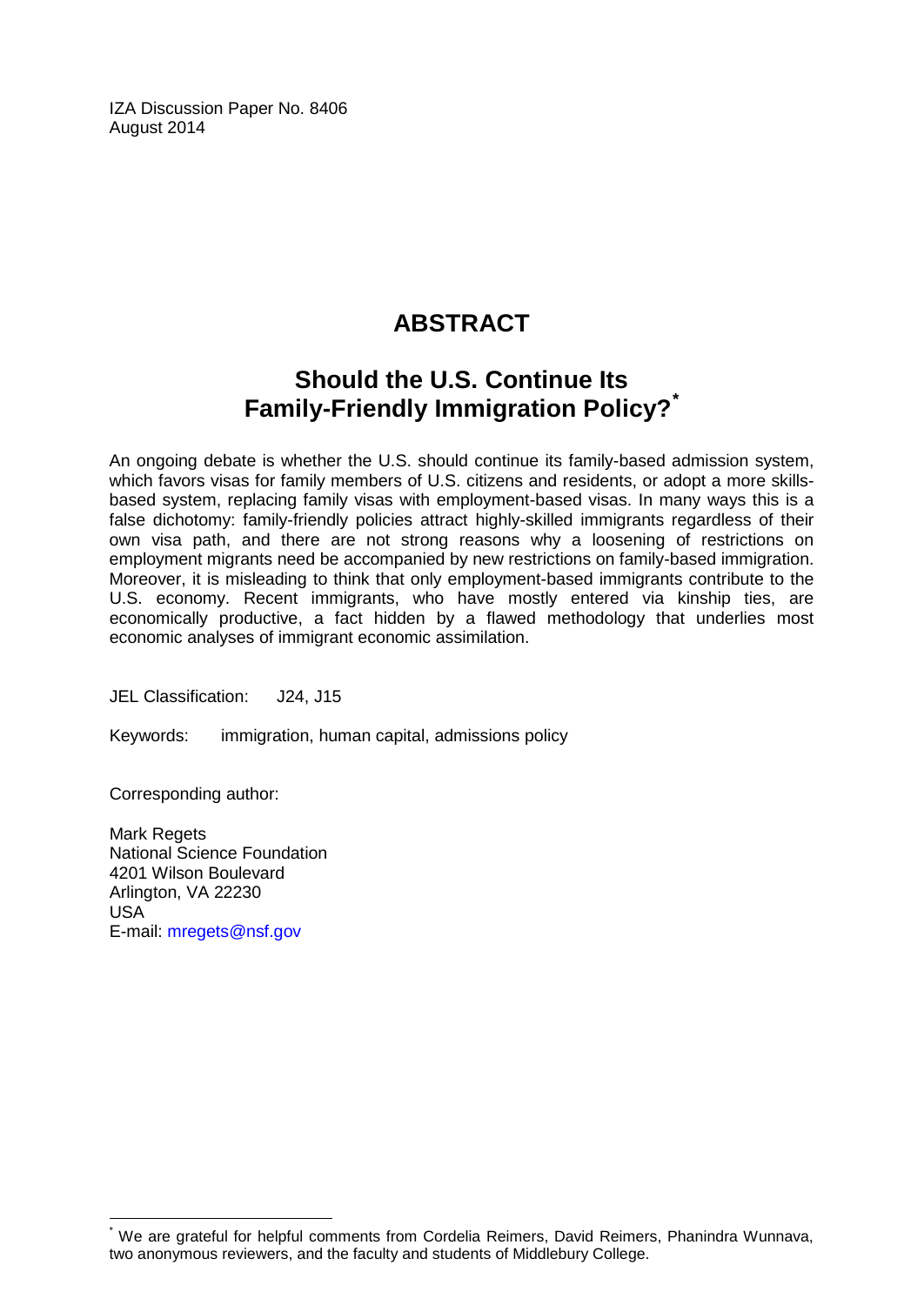IZA Discussion Paper No. 8406
August 2014

# ABSTRACT

## Should the U.S. Continue Its Family-Friendly Immigration Policy?*

An ongoing debate is whether the U.S. should continue its family-based admission system, which favors visas for family members of U.S. citizens and residents, or adopt a more skills-based system, replacing family visas with employment-based visas. In many ways this is a false dichotomy: family-friendly policies attract highly-skilled immigrants regardless of their own visa path, and there are not strong reasons why a loosening of restrictions on employment migrants need be accompanied by new restrictions on family-based immigration. Moreover, it is misleading to think that only employment-based immigrants contribute to the U.S. economy. Recent immigrants, who have mostly entered via kinship ties, are economically productive, a fact hidden by a flawed methodology that underlies most economic analyses of immigrant economic assimilation.

JEL Classification: J24, J15

Keywords: immigration, human capital, admissions policy

Corresponding author:

Mark Regets
National Science Foundation
4201 Wilson Boulevard
Arlington, VA 22230
USA
E-mail: mregets@nsf.gov

* We are grateful for helpful comments from Cordelia Reimers, David Reimers, Phanindra Wunnava, two anonymous reviewers, and the faculty and students of Middlebury College.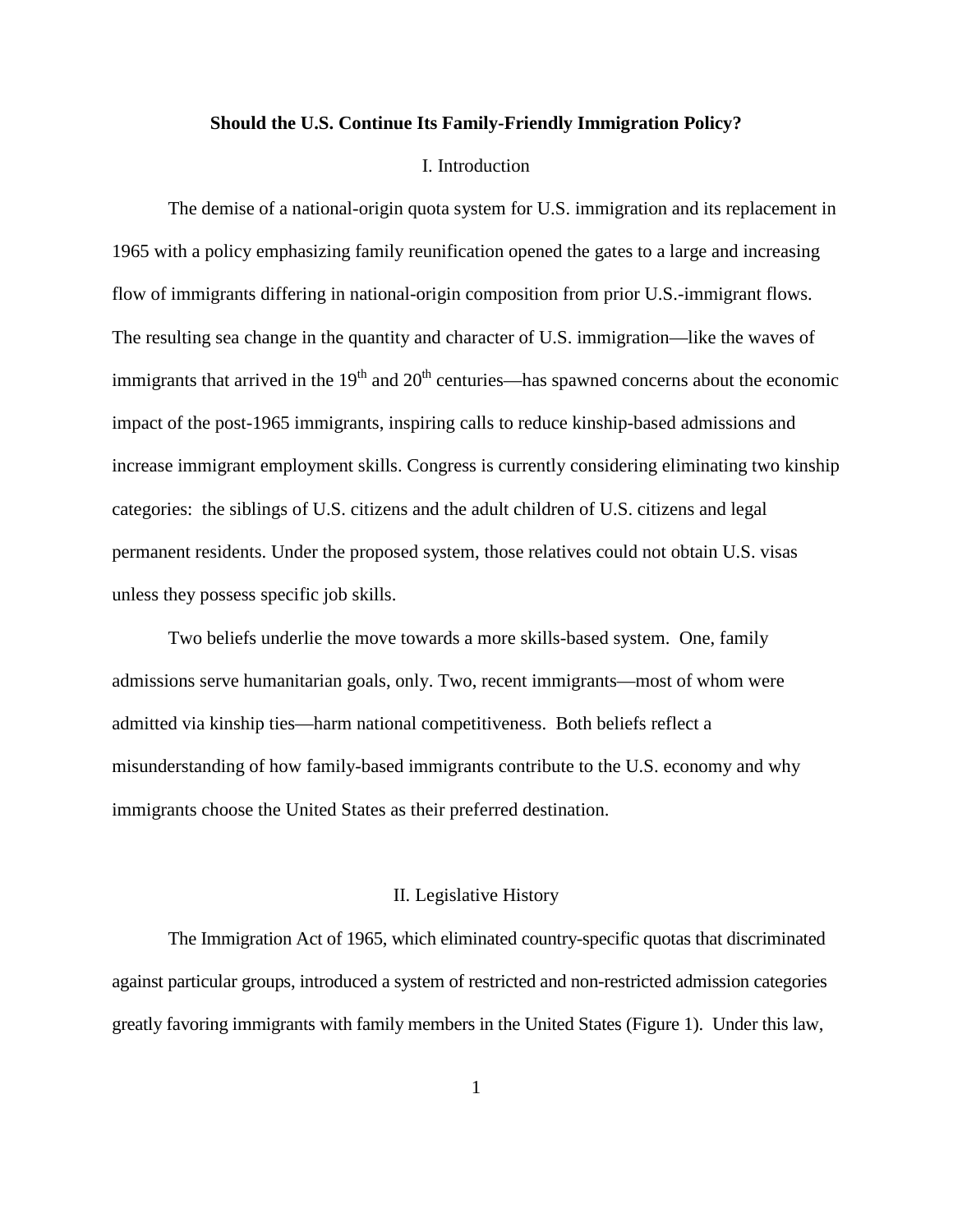**Should the U.S. Continue Its Family-Friendly Immigration Policy?**

## I. Introduction

The demise of a national-origin quota system for U.S. immigration and its replacement in 1965 with a policy emphasizing family reunification opened the gates to a large and increasing flow of immigrants differing in national-origin composition from prior U.S.-immigrant flows. The resulting sea change in the quantity and character of U.S. immigration—like the waves of immigrants that arrived in the $19^{th}$ and $20^{th}$ centuries—has spawned concerns about the economic impact of the post-1965 immigrants, inspiring calls to reduce kinship-based admissions and increase immigrant employment skills. Congress is currently considering eliminating two kinship categories: the siblings of U.S. citizens and the adult children of U.S. citizens and legal permanent residents. Under the proposed system, those relatives could not obtain U.S. visas unless they possess specific job skills.

Two beliefs underlie the move towards a more skills-based system. One, family admissions serve humanitarian goals, only. Two, recent immigrants—most of whom were admitted via kinship ties—harm national competitiveness. Both beliefs reflect a misunderstanding of how family-based immigrants contribute to the U.S. economy and why immigrants choose the United States as their preferred destination.

## II. Legislative History

The Immigration Act of 1965, which eliminated country-specific quotas that discriminated against particular groups, introduced a system of restricted and non-restricted admission categories greatly favoring immigrants with family members in the United States (Figure 1). Under this law,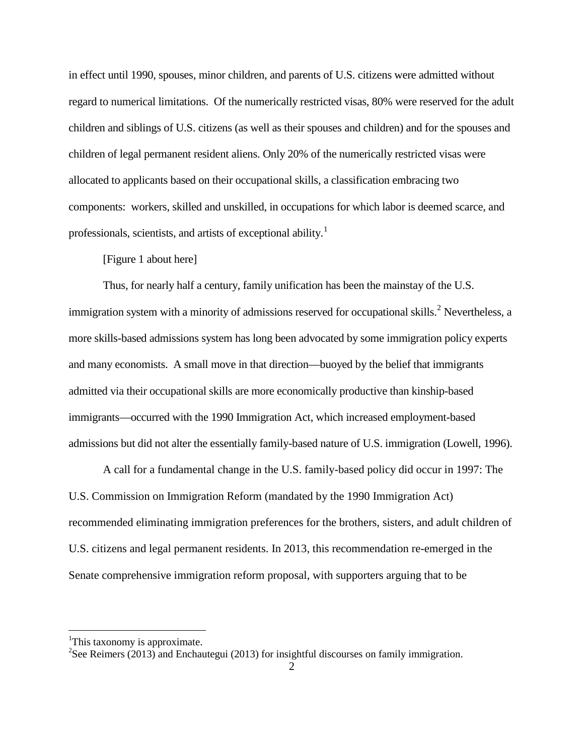in effect until 1990, spouses, minor children, and parents of U.S. citizens were admitted without regard to numerical limitations. Of the numerically restricted visas, 80% were reserved for the adult children and siblings of U.S. citizens (as well as their spouses and children) and for the spouses and children of legal permanent resident aliens. Only 20% of the numerically restricted visas were allocated to applicants based on their occupational skills, a classification embracing two components: workers, skilled and unskilled, in occupations for which labor is deemed scarce, and professionals, scientists, and artists of exceptional ability.[1]

[Figure 1 about here]

Thus, for nearly half a century, family unification has been the mainstay of the U.S. immigration system with a minority of admissions reserved for occupational skills.[2] Nevertheless, a more skills-based admissions system has long been advocated by some immigration policy experts and many economists. A small move in that direction—buoyed by the belief that immigrants admitted via their occupational skills are more economically productive than kinship-based immigrants—occurred with the 1990 Immigration Act, which increased employment-based admissions but did not alter the essentially family-based nature of U.S. immigration (Lowell, 1996).

A call for a fundamental change in the U.S. family-based policy did occur in 1997: The U.S. Commission on Immigration Reform (mandated by the 1990 Immigration Act) recommended eliminating immigration preferences for the brothers, sisters, and adult children of U.S. citizens and legal permanent residents. In 2013, this recommendation re-emerged in the Senate comprehensive immigration reform proposal, with supporters arguing that to be

---

[1] This taxonomy is approximate.

[2] See Reimers (2013) and Enchautegui (2013) for insightful discourses on family immigration.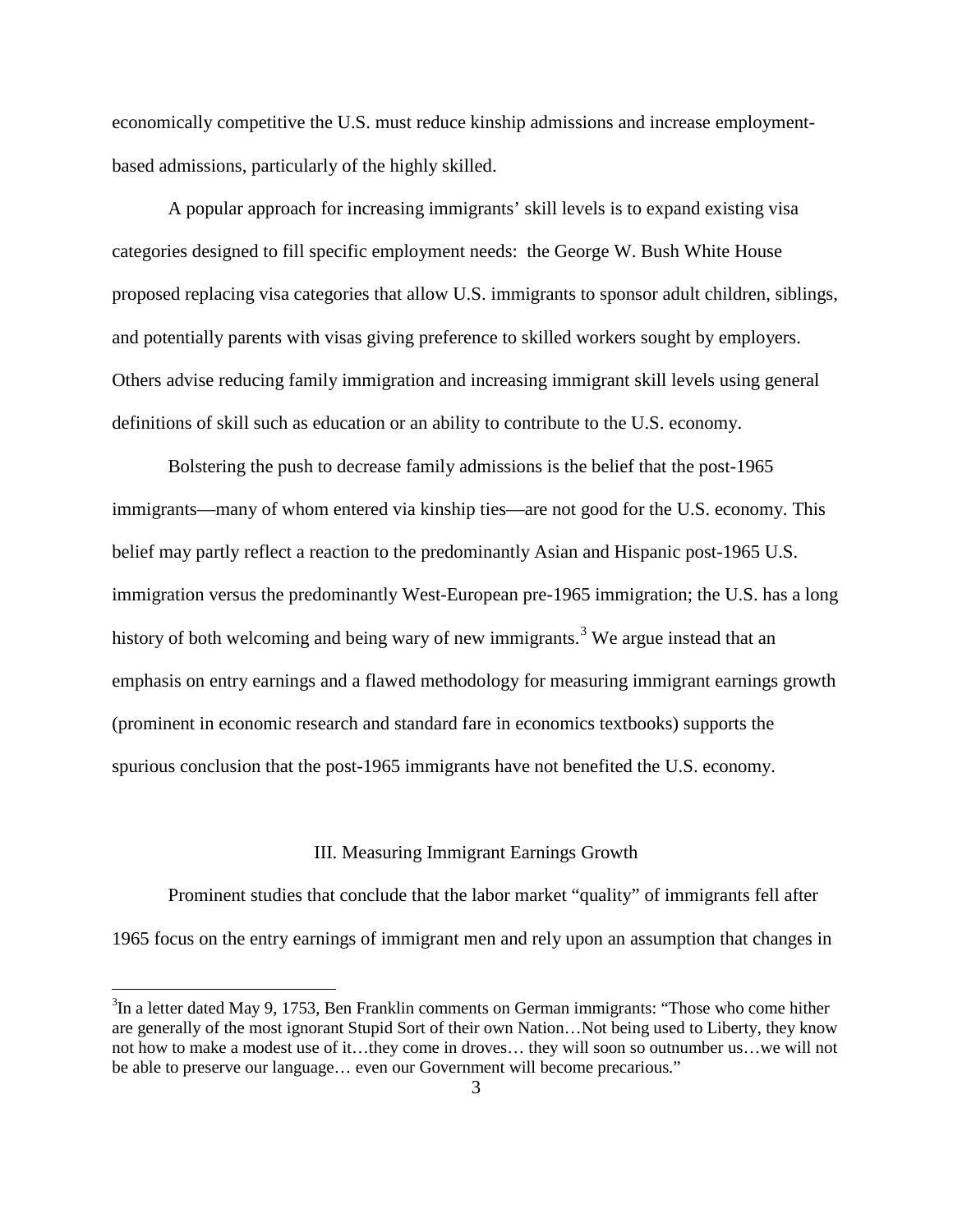economically competitive the U.S. must reduce kinship admissions and increase employment-based admissions, particularly of the highly skilled.

A popular approach for increasing immigrants' skill levels is to expand existing visa categories designed to fill specific employment needs: the George W. Bush White House proposed replacing visa categories that allow U.S. immigrants to sponsor adult children, siblings, and potentially parents with visas giving preference to skilled workers sought by employers. Others advise reducing family immigration and increasing immigrant skill levels using general definitions of skill such as education or an ability to contribute to the U.S. economy.

Bolstering the push to decrease family admissions is the belief that the post-1965 immigrants—many of whom entered via kinship ties—are not good for the U.S. economy. This belief may partly reflect a reaction to the predominantly Asian and Hispanic post-1965 U.S. immigration versus the predominantly West-European pre-1965 immigration; the U.S. has a long history of both welcoming and being wary of new immigrants.[3] We argue instead that an emphasis on entry earnings and a flawed methodology for measuring immigrant earnings growth (prominent in economic research and standard fare in economics textbooks) supports the spurious conclusion that the post-1965 immigrants have not benefited the U.S. economy.

## III. Measuring Immigrant Earnings Growth

Prominent studies that conclude that the labor market "quality" of immigrants fell after 1965 focus on the entry earnings of immigrant men and rely upon an assumption that changes in

[3]In a letter dated May 9, 1753, Ben Franklin comments on German immigrants: "Those who come hither are generally of the most ignorant Stupid Sort of their own Nation…Not being used to Liberty, they know not how to make a modest use of it…they come in droves… they will soon so outnumber us…we will not be able to preserve our language… even our Government will become precarious."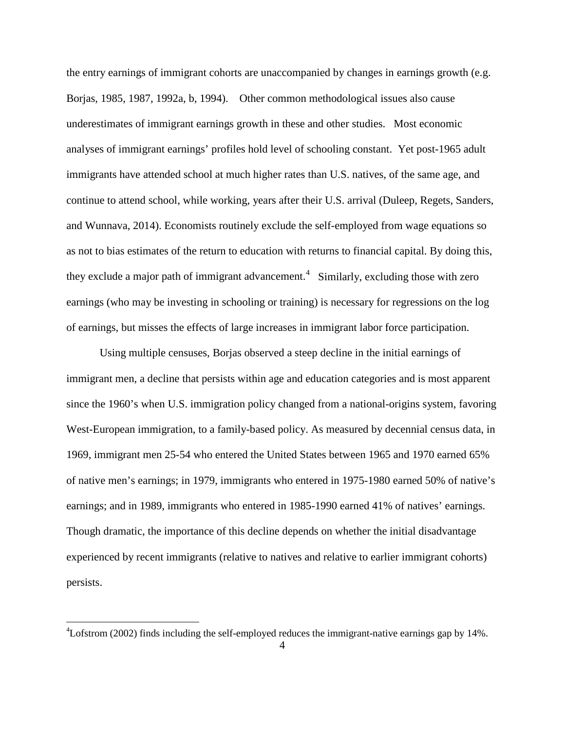the entry earnings of immigrant cohorts are unaccompanied by changes in earnings growth (e.g. Borjas, 1985, 1987, 1992a, b, 1994). Other common methodological issues also cause underestimates of immigrant earnings growth in these and other studies. Most economic analyses of immigrant earnings' profiles hold level of schooling constant. Yet post-1965 adult immigrants have attended school at much higher rates than U.S. natives, of the same age, and continue to attend school, while working, years after their U.S. arrival (Duleep, Regets, Sanders, and Wunnava, 2014). Economists routinely exclude the self-employed from wage equations so as not to bias estimates of the return to education with returns to financial capital. By doing this, they exclude a major path of immigrant advancement.[4] Similarly, excluding those with zero earnings (who may be investing in schooling or training) is necessary for regressions on the log of earnings, but misses the effects of large increases in immigrant labor force participation.

Using multiple censuses, Borjas observed a steep decline in the initial earnings of immigrant men, a decline that persists within age and education categories and is most apparent since the 1960's when U.S. immigration policy changed from a national-origins system, favoring West-European immigration, to a family-based policy. As measured by decennial census data, in 1969, immigrant men 25-54 who entered the United States between 1965 and 1970 earned 65% of native men's earnings; in 1979, immigrants who entered in 1975-1980 earned 50% of native's earnings; and in 1989, immigrants who entered in 1985-1990 earned 41% of natives' earnings. Though dramatic, the importance of this decline depends on whether the initial disadvantage experienced by recent immigrants (relative to natives and relative to earlier immigrant cohorts) persists.

[4]Lofstrom (2002) finds including the self-employed reduces the immigrant-native earnings gap by 14%.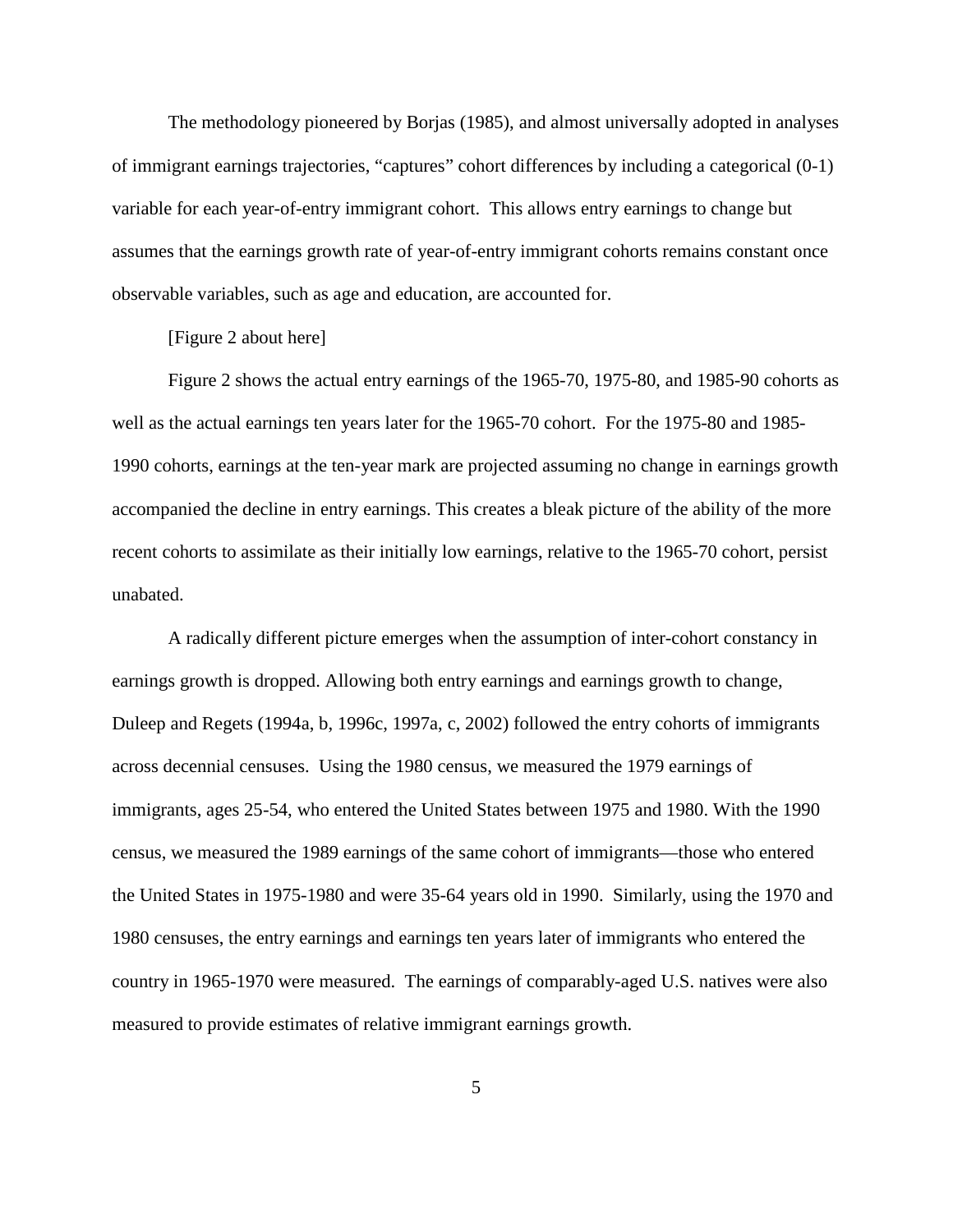The methodology pioneered by Borjas (1985), and almost universally adopted in analyses of immigrant earnings trajectories, "captures" cohort differences by including a categorical (0-1) variable for each year-of-entry immigrant cohort. This allows entry earnings to change but assumes that the earnings growth rate of year-of-entry immigrant cohorts remains constant once observable variables, such as age and education, are accounted for.

[Figure 2 about here]

Figure 2 shows the actual entry earnings of the 1965-70, 1975-80, and 1985-90 cohorts as well as the actual earnings ten years later for the 1965-70 cohort. For the 1975-80 and 1985-1990 cohorts, earnings at the ten-year mark are projected assuming no change in earnings growth accompanied the decline in entry earnings. This creates a bleak picture of the ability of the more recent cohorts to assimilate as their initially low earnings, relative to the 1965-70 cohort, persist unabated.

A radically different picture emerges when the assumption of inter-cohort constancy in earnings growth is dropped. Allowing both entry earnings and earnings growth to change, Duleep and Regets (1994a, b, 1996c, 1997a, c, 2002) followed the entry cohorts of immigrants across decennial censuses. Using the 1980 census, we measured the 1979 earnings of immigrants, ages 25-54, who entered the United States between 1975 and 1980. With the 1990 census, we measured the 1989 earnings of the same cohort of immigrants—those who entered the United States in 1975-1980 and were 35-64 years old in 1990. Similarly, using the 1970 and 1980 censuses, the entry earnings and earnings ten years later of immigrants who entered the country in 1965-1970 were measured. The earnings of comparably-aged U.S. natives were also measured to provide estimates of relative immigrant earnings growth.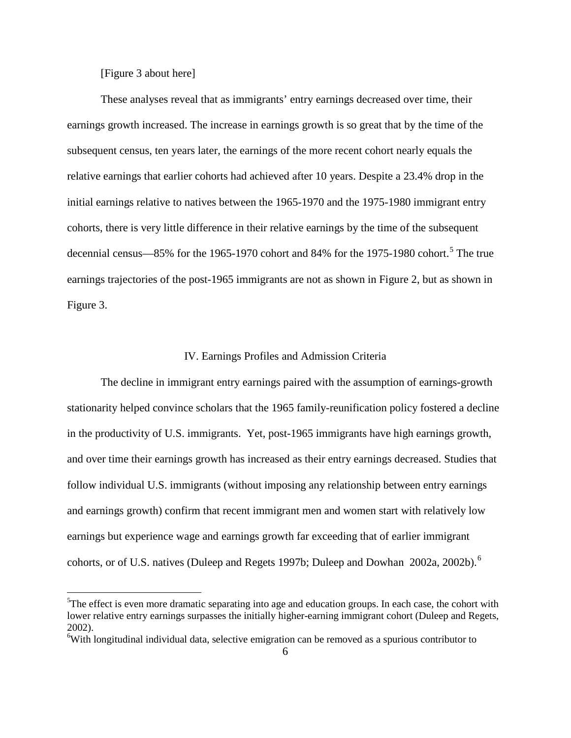[Figure 3 about here]

These analyses reveal that as immigrants' entry earnings decreased over time, their earnings growth increased. The increase in earnings growth is so great that by the time of the subsequent census, ten years later, the earnings of the more recent cohort nearly equals the relative earnings that earlier cohorts had achieved after 10 years. Despite a 23.4% drop in the initial earnings relative to natives between the 1965-1970 and the 1975-1980 immigrant entry cohorts, there is very little difference in their relative earnings by the time of the subsequent decennial census—85% for the 1965-1970 cohort and 84% for the 1975-1980 cohort.[5] The true earnings trajectories of the post-1965 immigrants are not as shown in Figure 2, but as shown in Figure 3.

## IV. Earnings Profiles and Admission Criteria

The decline in immigrant entry earnings paired with the assumption of earnings-growth stationarity helped convince scholars that the 1965 family-reunification policy fostered a decline in the productivity of U.S. immigrants. Yet, post-1965 immigrants have high earnings growth, and over time their earnings growth has increased as their entry earnings decreased. Studies that follow individual U.S. immigrants (without imposing any relationship between entry earnings and earnings growth) confirm that recent immigrant men and women start with relatively low earnings but experience wage and earnings growth far exceeding that of earlier immigrant cohorts, or of U.S. natives (Duleep and Regets 1997b; Duleep and Dowhan 2002a, 2002b).[6]

[5]The effect is even more dramatic separating into age and education groups. In each case, the cohort with lower relative entry earnings surpasses the initially higher-earning immigrant cohort (Duleep and Regets, 2002).

[6]With longitudinal individual data, selective emigration can be removed as a spurious contributor to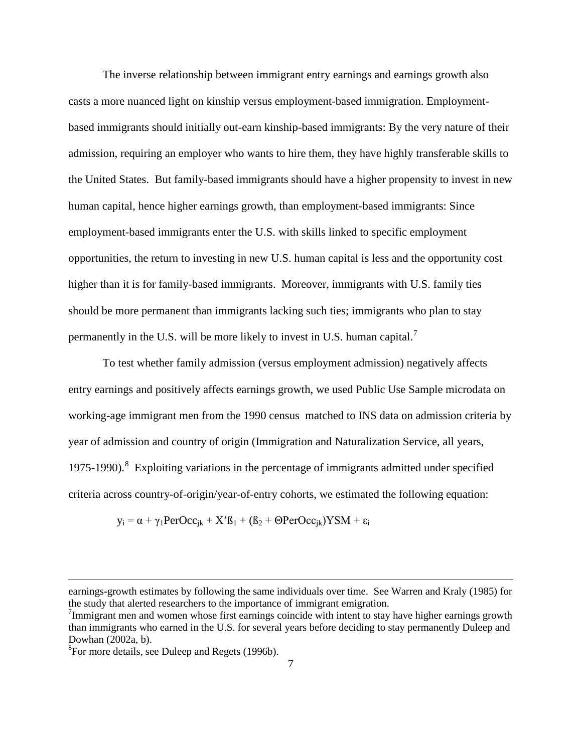The inverse relationship between immigrant entry earnings and earnings growth also casts a more nuanced light on kinship versus employment-based immigration. Employment-based immigrants should initially out-earn kinship-based immigrants: By the very nature of their admission, requiring an employer who wants to hire them, they have highly transferable skills to the United States. But family-based immigrants should have a higher propensity to invest in new human capital, hence higher earnings growth, than employment-based immigrants: Since employment-based immigrants enter the U.S. with skills linked to specific employment opportunities, the return to investing in new U.S. human capital is less and the opportunity cost higher than it is for family-based immigrants. Moreover, immigrants with U.S. family ties should be more permanent than immigrants lacking such ties; immigrants who plan to stay permanently in the U.S. will be more likely to invest in U.S. human capital.[7]

To test whether family admission (versus employment admission) negatively affects entry earnings and positively affects earnings growth, we used Public Use Sample microdata on working-age immigrant men from the 1990 census matched to INS data on admission criteria by year of admission and country of origin (Immigration and Naturalization Service, all years, 1975-1990).[8] Exploiting variations in the percentage of immigrants admitted under specified criteria across country-of-origin/year-of-entry cohorts, we estimated the following equation:

$$y_i = \alpha + \gamma_1 PerOcc_{jk} + X'ß_1 + (ß_2 + \Theta PerOcc_{jk})YSM + \varepsilon_i$$

---

earnings-growth estimates by following the same individuals over time. See Warren and Kraly (1985) for the study that alerted researchers to the importance of immigrant emigration.

[7] Immigrant men and women whose first earnings coincide with intent to stay have higher earnings growth than immigrants who earned in the U.S. for several years before deciding to stay permanently Duleep and Dowhan (2002a, b).

[8] For more details, see Duleep and Regets (1996b).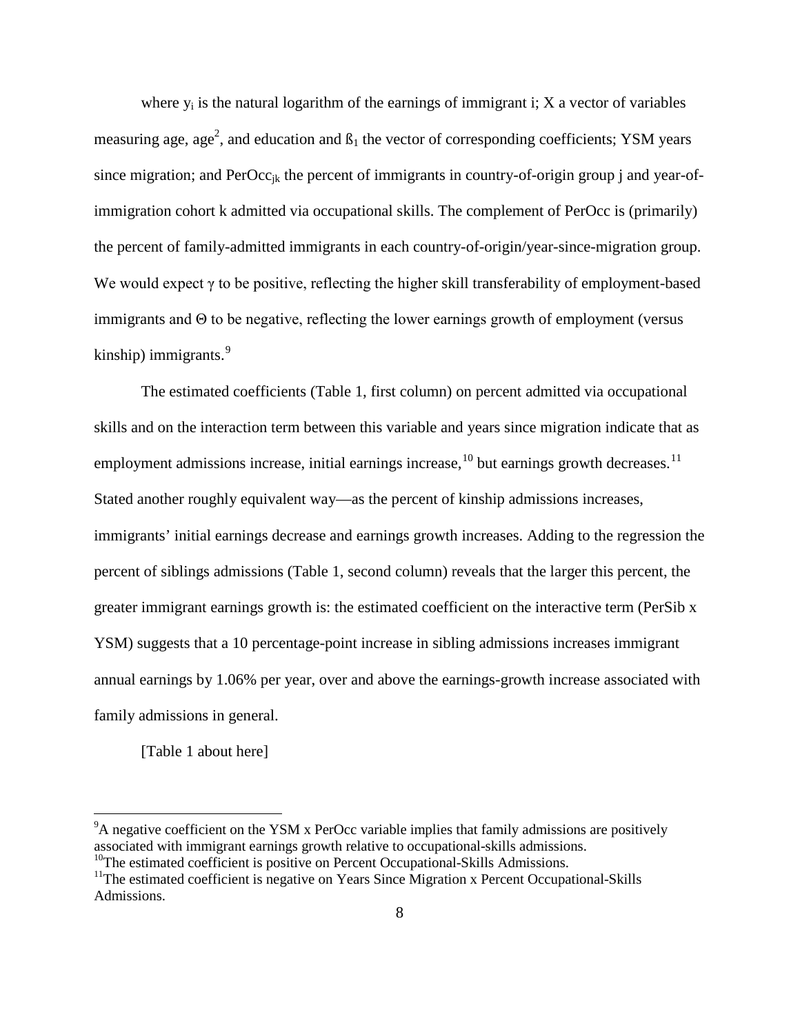where $y_i$ is the natural logarithm of the earnings of immigrant i; X a vector of variables measuring age, age$^2$, and education and $ß_1$ the vector of corresponding coefficients; YSM years since migration; and $PerOcc_{jk}$ the percent of immigrants in country-of-origin group j and year-of-immigration cohort k admitted via occupational skills. The complement of PerOcc is (primarily) the percent of family-admitted immigrants in each country-of-origin/year-since-migration group. We would expect $\gamma$ to be positive, reflecting the higher skill transferability of employment-based immigrants and $\Theta$ to be negative, reflecting the lower earnings growth of employment (versus kinship) immigrants.[9]

The estimated coefficients (Table 1, first column) on percent admitted via occupational skills and on the interaction term between this variable and years since migration indicate that as employment admissions increase, initial earnings increase,[10] but earnings growth decreases.[11] Stated another roughly equivalent way—as the percent of kinship admissions increases, immigrants' initial earnings decrease and earnings growth increases. Adding to the regression the percent of siblings admissions (Table 1, second column) reveals that the larger this percent, the greater immigrant earnings growth is: the estimated coefficient on the interactive term (PerSib x YSM) suggests that a 10 percentage-point increase in sibling admissions increases immigrant annual earnings by 1.06% per year, over and above the earnings-growth increase associated with family admissions in general.

[Table 1 about here]

---

[9] A negative coefficient on the YSM x PerOcc variable implies that family admissions are positively associated with immigrant earnings growth relative to occupational-skills admissions.

[10] The estimated coefficient is positive on Percent Occupational-Skills Admissions.

[11] The estimated coefficient is negative on Years Since Migration x Percent Occupational-Skills Admissions.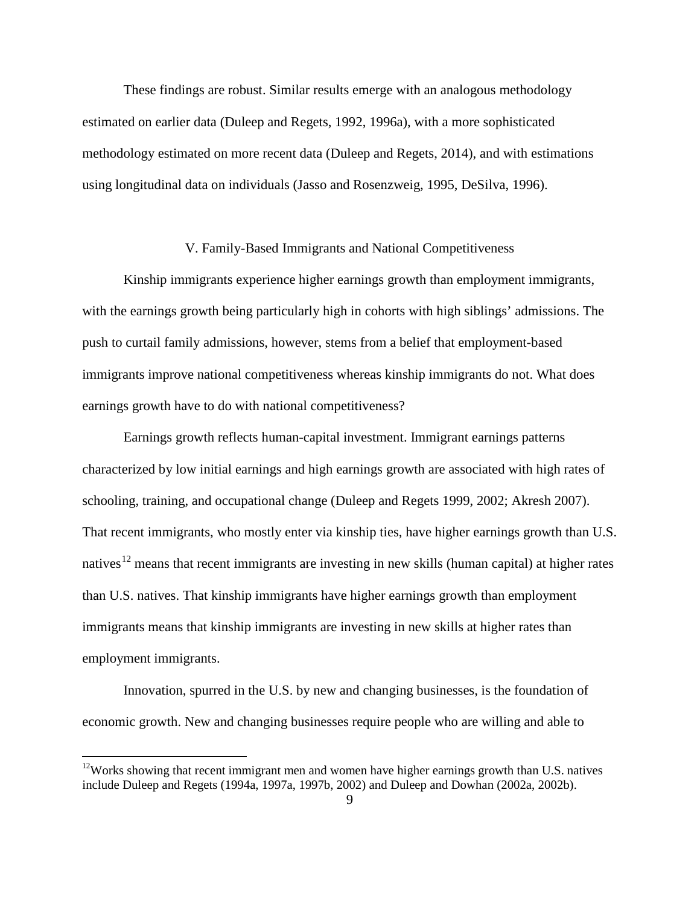These findings are robust. Similar results emerge with an analogous methodology estimated on earlier data (Duleep and Regets, 1992, 1996a), with a more sophisticated methodology estimated on more recent data (Duleep and Regets, 2014), and with estimations using longitudinal data on individuals (Jasso and Rosenzweig, 1995, DeSilva, 1996).

## V. Family-Based Immigrants and National Competitiveness

Kinship immigrants experience higher earnings growth than employment immigrants, with the earnings growth being particularly high in cohorts with high siblings' admissions. The push to curtail family admissions, however, stems from a belief that employment-based immigrants improve national competitiveness whereas kinship immigrants do not. What does earnings growth have to do with national competitiveness?

Earnings growth reflects human-capital investment. Immigrant earnings patterns characterized by low initial earnings and high earnings growth are associated with high rates of schooling, training, and occupational change (Duleep and Regets 1999, 2002; Akresh 2007). That recent immigrants, who mostly enter via kinship ties, have higher earnings growth than U.S. natives[12] means that recent immigrants are investing in new skills (human capital) at higher rates than U.S. natives. That kinship immigrants have higher earnings growth than employment immigrants means that kinship immigrants are investing in new skills at higher rates than employment immigrants.

Innovation, spurred in the U.S. by new and changing businesses, is the foundation of economic growth. New and changing businesses require people who are willing and able to

[12] Works showing that recent immigrant men and women have higher earnings growth than U.S. natives include Duleep and Regets (1994a, 1997a, 1997b, 2002) and Duleep and Dowhan (2002a, 2002b).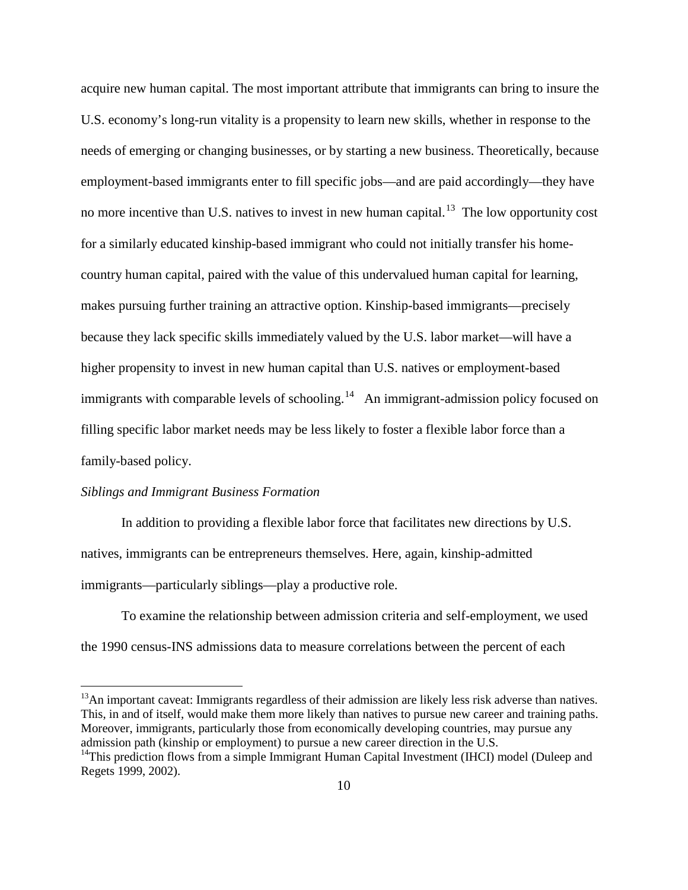acquire new human capital. The most important attribute that immigrants can bring to insure the U.S. economy's long-run vitality is a propensity to learn new skills, whether in response to the needs of emerging or changing businesses, or by starting a new business. Theoretically, because employment-based immigrants enter to fill specific jobs—and are paid accordingly—they have no more incentive than U.S. natives to invest in new human capital.[13] The low opportunity cost for a similarly educated kinship-based immigrant who could not initially transfer his home-country human capital, paired with the value of this undervalued human capital for learning, makes pursuing further training an attractive option. Kinship-based immigrants—precisely because they lack specific skills immediately valued by the U.S. labor market—will have a higher propensity to invest in new human capital than U.S. natives or employment-based immigrants with comparable levels of schooling.[14] An immigrant-admission policy focused on filling specific labor market needs may be less likely to foster a flexible labor force than a family-based policy.

*Siblings and Immigrant Business Formation*

In addition to providing a flexible labor force that facilitates new directions by U.S. natives, immigrants can be entrepreneurs themselves. Here, again, kinship-admitted immigrants—particularly siblings—play a productive role.

To examine the relationship between admission criteria and self-employment, we used the 1990 census-INS admissions data to measure correlations between the percent of each

---

[13] An important caveat: Immigrants regardless of their admission are likely less risk adverse than natives. This, in and of itself, would make them more likely than natives to pursue new career and training paths. Moreover, immigrants, particularly those from economically developing countries, may pursue any admission path (kinship or employment) to pursue a new career direction in the U.S.

[14] This prediction flows from a simple Immigrant Human Capital Investment (IHCI) model (Duleep and Regets 1999, 2002).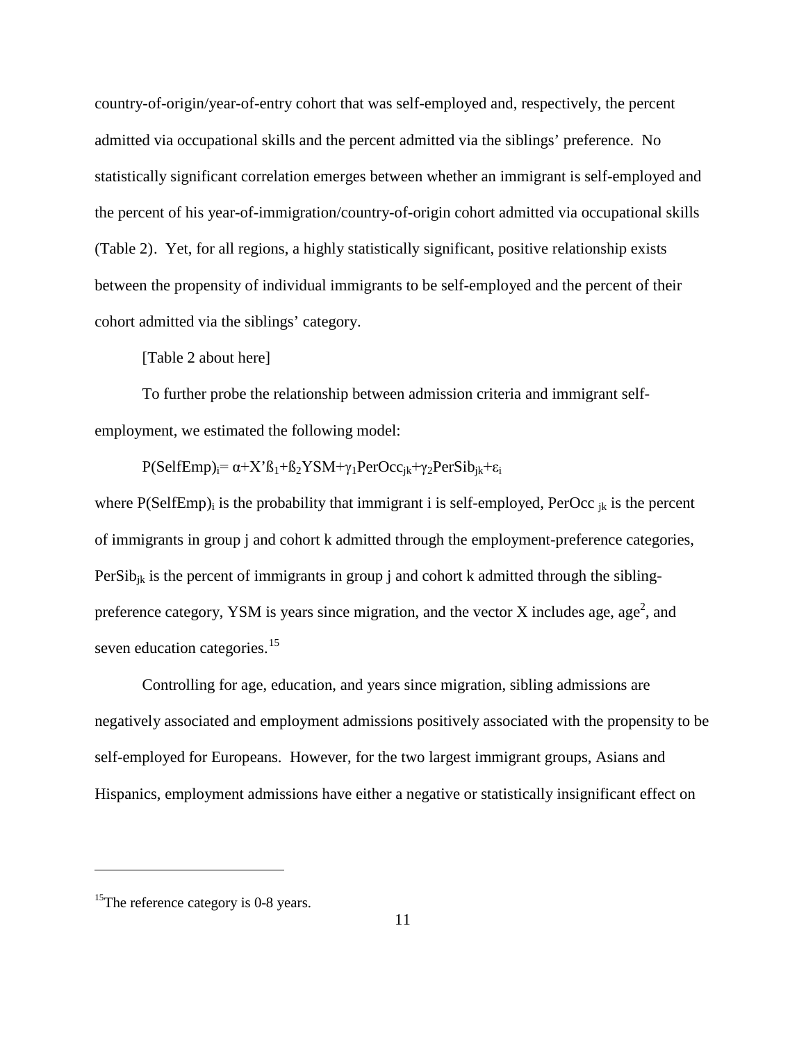country-of-origin/year-of-entry cohort that was self-employed and, respectively, the percent admitted via occupational skills and the percent admitted via the siblings' preference. No statistically significant correlation emerges between whether an immigrant is self-employed and the percent of his year-of-immigration/country-of-origin cohort admitted via occupational skills (Table 2). Yet, for all regions, a highly statistically significant, positive relationship exists between the propensity of individual immigrants to be self-employed and the percent of their cohort admitted via the siblings' category.

[Table 2 about here]

To further probe the relationship between admission criteria and immigrant self-employment, we estimated the following model:

$$P(SelfEmp)_i = \alpha + X'\beta_1 + \beta_2 YSM + \gamma_1 PerOcc_{jk} + \gamma_2 PerSib_{jk} + \varepsilon_i$$

where $P(SelfEmp)_i$ is the probability that immigrant i is self-employed, $PerOcc_{jk}$ is the percent of immigrants in group j and cohort k admitted through the employment-preference categories, $PerSib_{jk}$ is the percent of immigrants in group j and cohort k admitted through the sibling-preference category, YSM is years since migration, and the vector X includes age, $age^2$, and seven education categories.[15]

Controlling for age, education, and years since migration, sibling admissions are negatively associated and employment admissions positively associated with the propensity to be self-employed for Europeans. However, for the two largest immigrant groups, Asians and Hispanics, employment admissions have either a negative or statistically insignificant effect on

---

[15]The reference category is 0-8 years.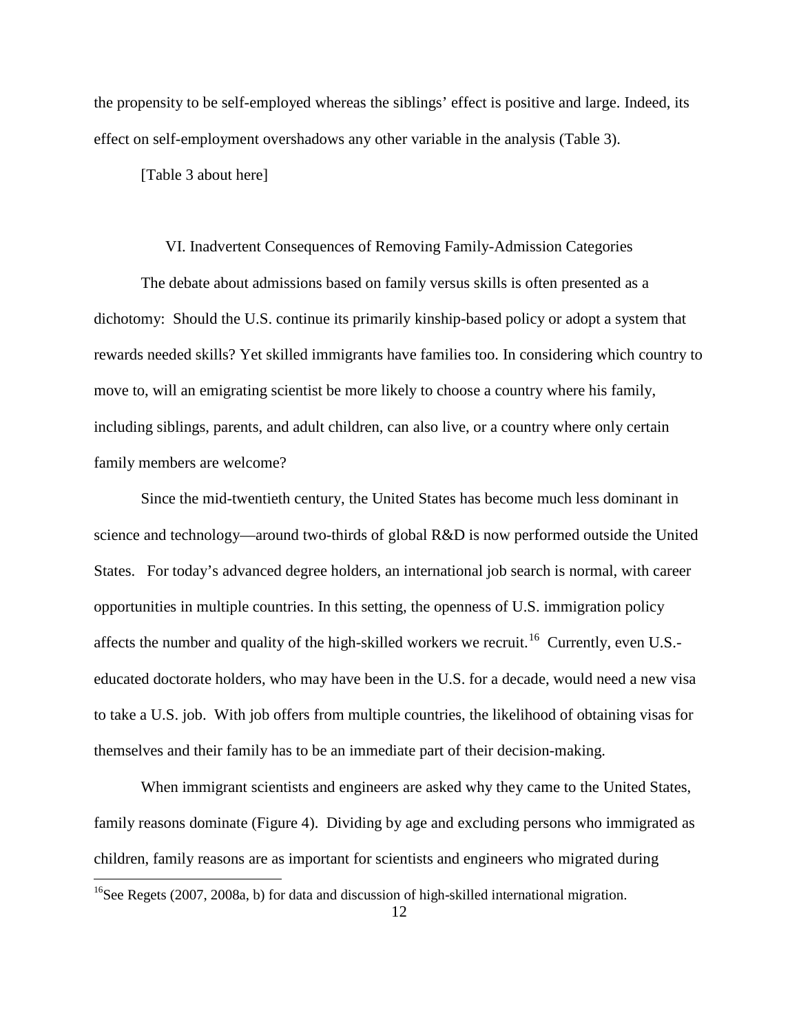the propensity to be self-employed whereas the siblings' effect is positive and large. Indeed, its effect on self-employment overshadows any other variable in the analysis (Table 3).

[Table 3 about here]

## VI. Inadvertent Consequences of Removing Family-Admission Categories

The debate about admissions based on family versus skills is often presented as a dichotomy: Should the U.S. continue its primarily kinship-based policy or adopt a system that rewards needed skills? Yet skilled immigrants have families too. In considering which country to move to, will an emigrating scientist be more likely to choose a country where his family, including siblings, parents, and adult children, can also live, or a country where only certain family members are welcome?

Since the mid-twentieth century, the United States has become much less dominant in science and technology—around two-thirds of global R&D is now performed outside the United States. For today's advanced degree holders, an international job search is normal, with career opportunities in multiple countries. In this setting, the openness of U.S. immigration policy affects the number and quality of the high-skilled workers we recruit.[16] Currently, even U.S.-educated doctorate holders, who may have been in the U.S. for a decade, would need a new visa to take a U.S. job. With job offers from multiple countries, the likelihood of obtaining visas for themselves and their family has to be an immediate part of their decision-making.

When immigrant scientists and engineers are asked why they came to the United States, family reasons dominate (Figure 4). Dividing by age and excluding persons who immigrated as children, family reasons are as important for scientists and engineers who migrated during

[16] See Regets (2007, 2008a, b) for data and discussion of high-skilled international migration.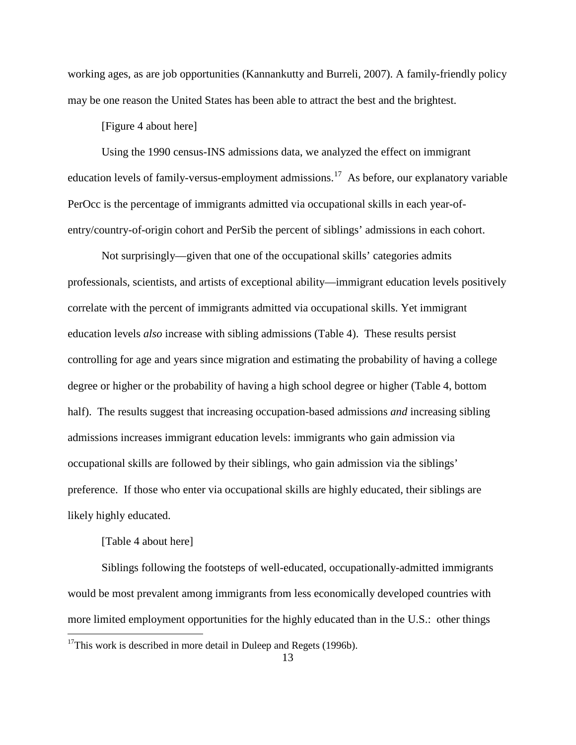working ages, as are job opportunities (Kannankutty and Burreli, 2007). A family-friendly policy may be one reason the United States has been able to attract the best and the brightest.

[Figure 4 about here]

Using the 1990 census-INS admissions data, we analyzed the effect on immigrant education levels of family-versus-employment admissions.[17] As before, our explanatory variable PerOcc is the percentage of immigrants admitted via occupational skills in each year-of-entry/country-of-origin cohort and PerSib the percent of siblings' admissions in each cohort.

Not surprisingly—given that one of the occupational skills' categories admits professionals, scientists, and artists of exceptional ability—immigrant education levels positively correlate with the percent of immigrants admitted via occupational skills. Yet immigrant education levels *also* increase with sibling admissions (Table 4). These results persist controlling for age and years since migration and estimating the probability of having a college degree or higher or the probability of having a high school degree or higher (Table 4, bottom half). The results suggest that increasing occupation-based admissions *and* increasing sibling admissions increases immigrant education levels: immigrants who gain admission via occupational skills are followed by their siblings, who gain admission via the siblings' preference. If those who enter via occupational skills are highly educated, their siblings are likely highly educated.

[Table 4 about here]

Siblings following the footsteps of well-educated, occupationally-admitted immigrants would be most prevalent among immigrants from less economically developed countries with more limited employment opportunities for the highly educated than in the U.S.: other things

[17] This work is described in more detail in Duleep and Regets (1996b).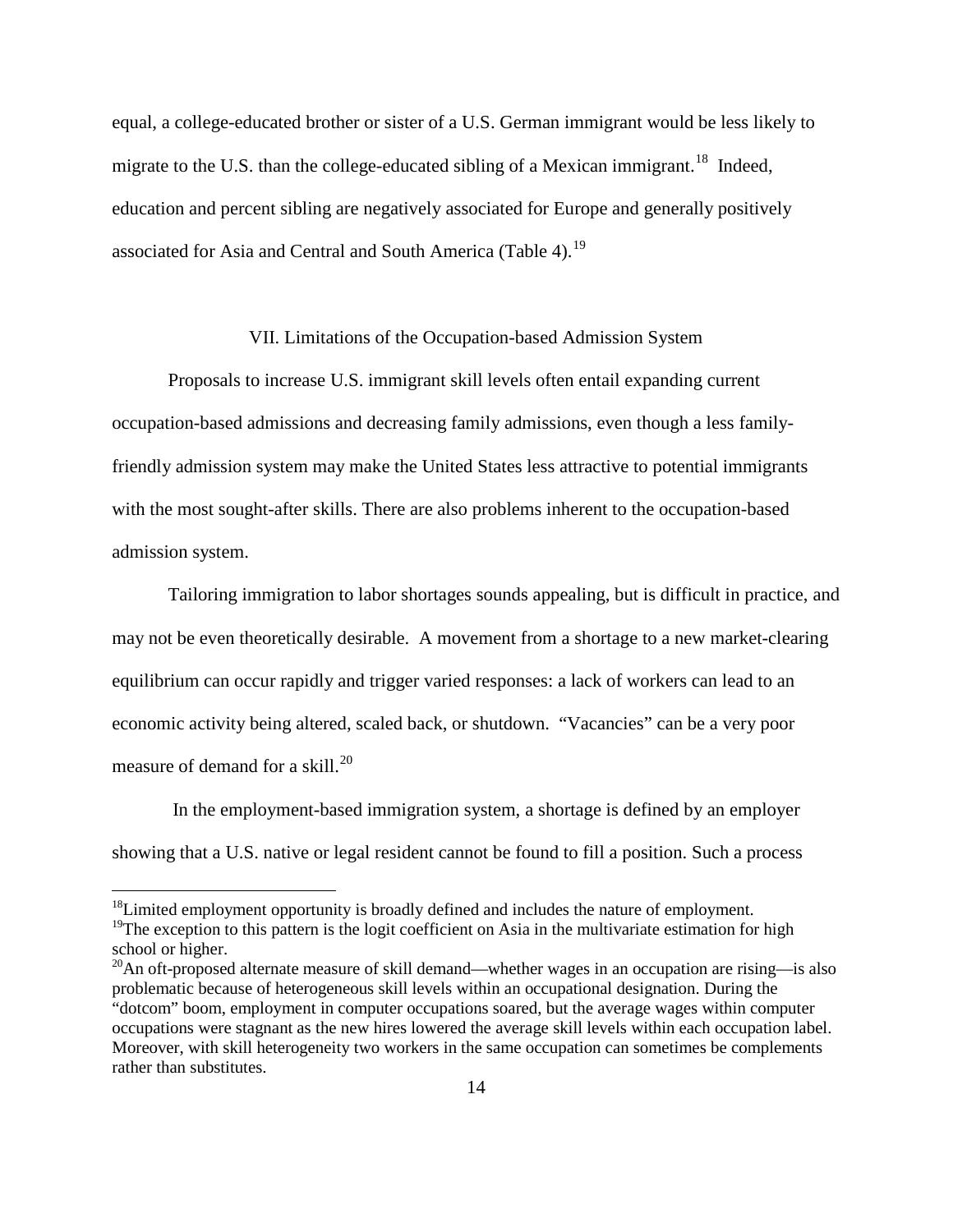equal, a college-educated brother or sister of a U.S. German immigrant would be less likely to migrate to the U.S. than the college-educated sibling of a Mexican immigrant.[18] Indeed, education and percent sibling are negatively associated for Europe and generally positively associated for Asia and Central and South America (Table 4).[19]

## VII. Limitations of the Occupation-based Admission System

Proposals to increase U.S. immigrant skill levels often entail expanding current occupation-based admissions and decreasing family admissions, even though a less family-friendly admission system may make the United States less attractive to potential immigrants with the most sought-after skills. There are also problems inherent to the occupation-based admission system.

Tailoring immigration to labor shortages sounds appealing, but is difficult in practice, and may not be even theoretically desirable. A movement from a shortage to a new market-clearing equilibrium can occur rapidly and trigger varied responses: a lack of workers can lead to an economic activity being altered, scaled back, or shutdown. "Vacancies" can be a very poor measure of demand for a skill.[20]

In the employment-based immigration system, a shortage is defined by an employer showing that a U.S. native or legal resident cannot be found to fill a position. Such a process

---

[18] Limited employment opportunity is broadly defined and includes the nature of employment.

[19] The exception to this pattern is the logit coefficient on Asia in the multivariate estimation for high school or higher.

[20] An oft-proposed alternate measure of skill demand—whether wages in an occupation are rising—is also problematic because of heterogeneous skill levels within an occupational designation. During the "dotcom" boom, employment in computer occupations soared, but the average wages within computer occupations were stagnant as the new hires lowered the average skill levels within each occupation label. Moreover, with skill heterogeneity two workers in the same occupation can sometimes be complements rather than substitutes.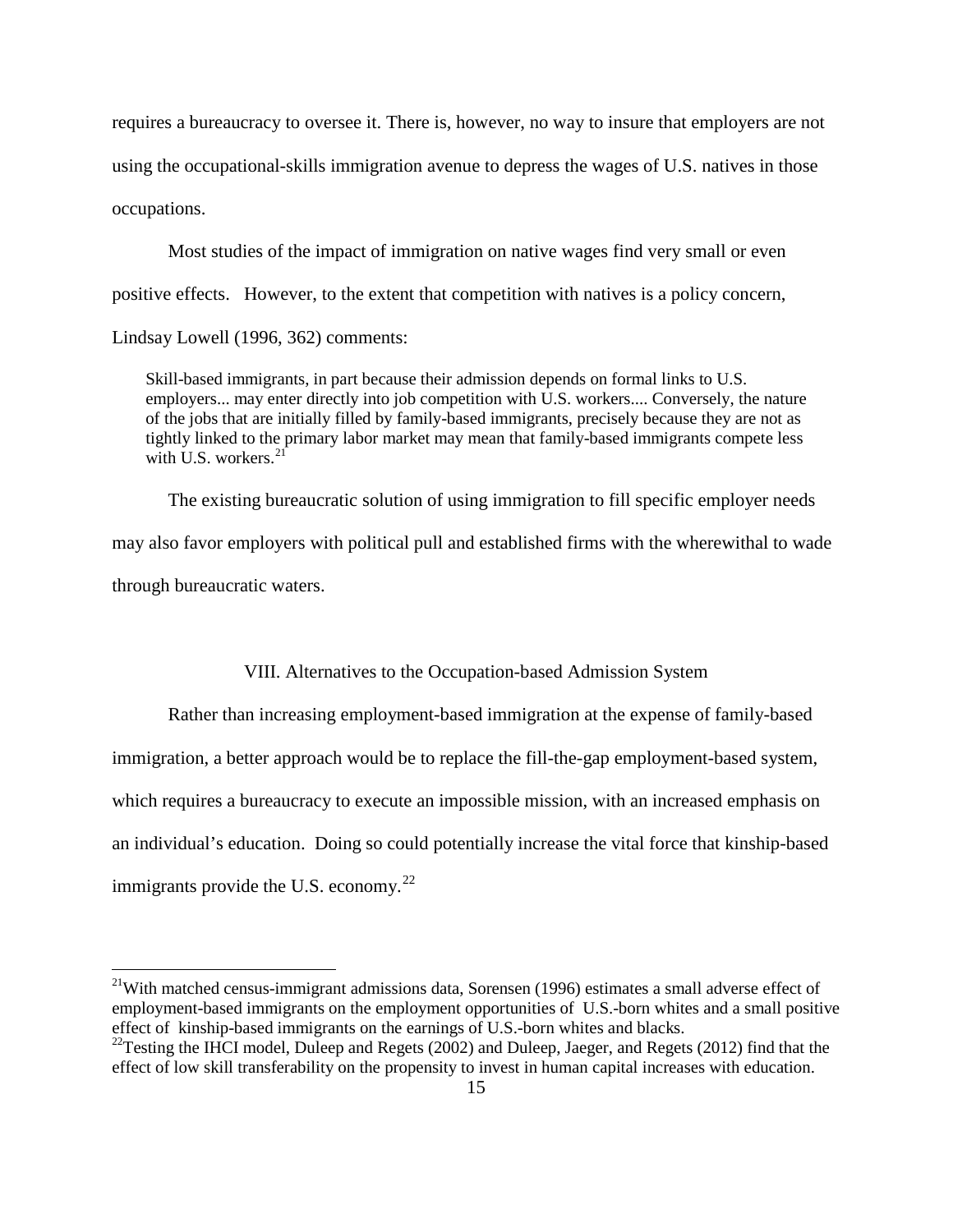requires a bureaucracy to oversee it. There is, however, no way to insure that employers are not using the occupational-skills immigration avenue to depress the wages of U.S. natives in those occupations.

Most studies of the impact of immigration on native wages find very small or even positive effects. However, to the extent that competition with natives is a policy concern, Lindsay Lowell (1996, 362) comments:

> Skill-based immigrants, in part because their admission depends on formal links to U.S. employers... may enter directly into job competition with U.S. workers.... Conversely, the nature of the jobs that are initially filled by family-based immigrants, precisely because they are not as tightly linked to the primary labor market may mean that family-based immigrants compete less with U.S. workers.[21]

The existing bureaucratic solution of using immigration to fill specific employer needs may also favor employers with political pull and established firms with the wherewithal to wade through bureaucratic waters.

## VIII. Alternatives to the Occupation-based Admission System

Rather than increasing employment-based immigration at the expense of family-based immigration, a better approach would be to replace the fill-the-gap employment-based system, which requires a bureaucracy to execute an impossible mission, with an increased emphasis on an individual's education. Doing so could potentially increase the vital force that kinship-based immigrants provide the U.S. economy.[22]

---

[21] With matched census-immigrant admissions data, Sorensen (1996) estimates a small adverse effect of employment-based immigrants on the employment opportunities of U.S.-born whites and a small positive effect of kinship-based immigrants on the earnings of U.S.-born whites and blacks.

[22] Testing the IHCI model, Duleep and Regets (2002) and Duleep, Jaeger, and Regets (2012) find that the effect of low skill transferability on the propensity to invest in human capital increases with education.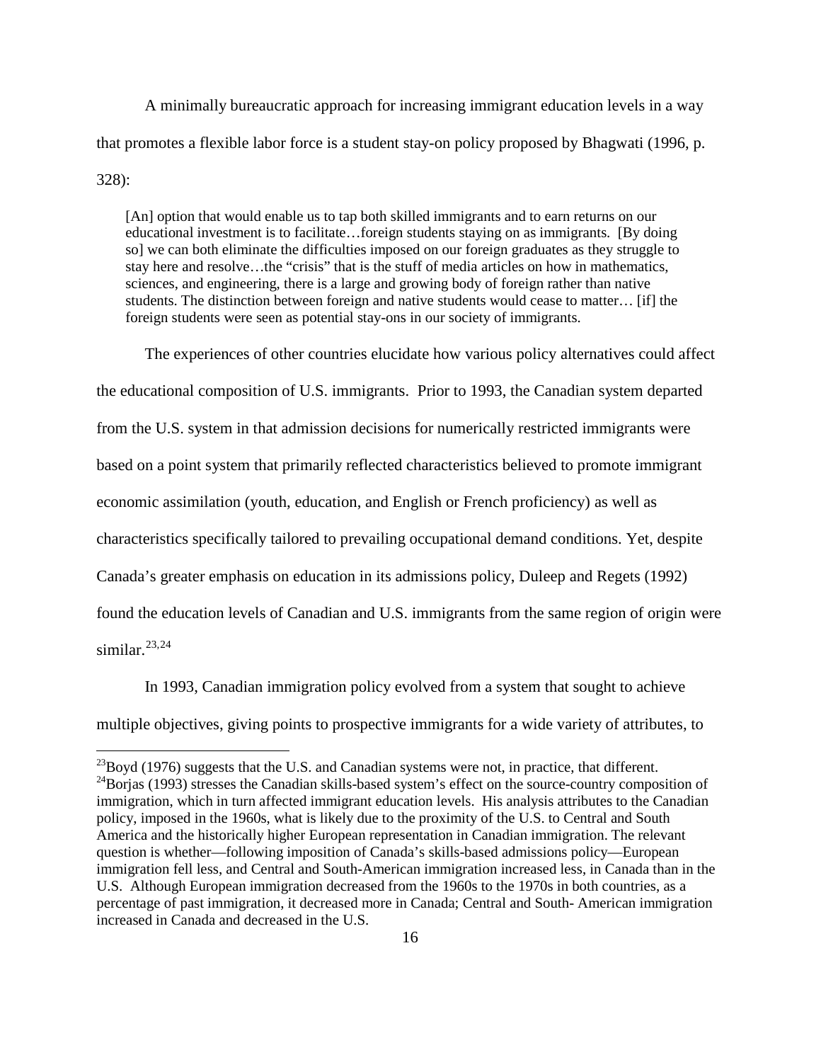A minimally bureaucratic approach for increasing immigrant education levels in a way that promotes a flexible labor force is a student stay-on policy proposed by Bhagwati (1996, p. 328):

> [An] option that would enable us to tap both skilled immigrants and to earn returns on our educational investment is to facilitate…foreign students staying on as immigrants. [By doing so] we can both eliminate the difficulties imposed on our foreign graduates as they struggle to stay here and resolve…the "crisis" that is the stuff of media articles on how in mathematics, sciences, and engineering, there is a large and growing body of foreign rather than native students. The distinction between foreign and native students would cease to matter… [if] the foreign students were seen as potential stay-ons in our society of immigrants.

The experiences of other countries elucidate how various policy alternatives could affect the educational composition of U.S. immigrants. Prior to 1993, the Canadian system departed from the U.S. system in that admission decisions for numerically restricted immigrants were based on a point system that primarily reflected characteristics believed to promote immigrant economic assimilation (youth, education, and English or French proficiency) as well as characteristics specifically tailored to prevailing occupational demand conditions. Yet, despite Canada's greater emphasis on education in its admissions policy, Duleep and Regets (1992) found the education levels of Canadian and U.S. immigrants from the same region of origin were similar.[23,24]

In 1993, Canadian immigration policy evolved from a system that sought to achieve multiple objectives, giving points to prospective immigrants for a wide variety of attributes, to

---

[23] Boyd (1976) suggests that the U.S. and Canadian systems were not, in practice, that different.

[24] Borjas (1993) stresses the Canadian skills-based system's effect on the source-country composition of immigration, which in turn affected immigrant education levels. His analysis attributes to the Canadian policy, imposed in the 1960s, what is likely due to the proximity of the U.S. to Central and South America and the historically higher European representation in Canadian immigration. The relevant question is whether—following imposition of Canada's skills-based admissions policy—European immigration fell less, and Central and South-American immigration increased less, in Canada than in the U.S. Although European immigration decreased from the 1960s to the 1970s in both countries, as a percentage of past immigration, it decreased more in Canada; Central and South- American immigration increased in Canada and decreased in the U.S.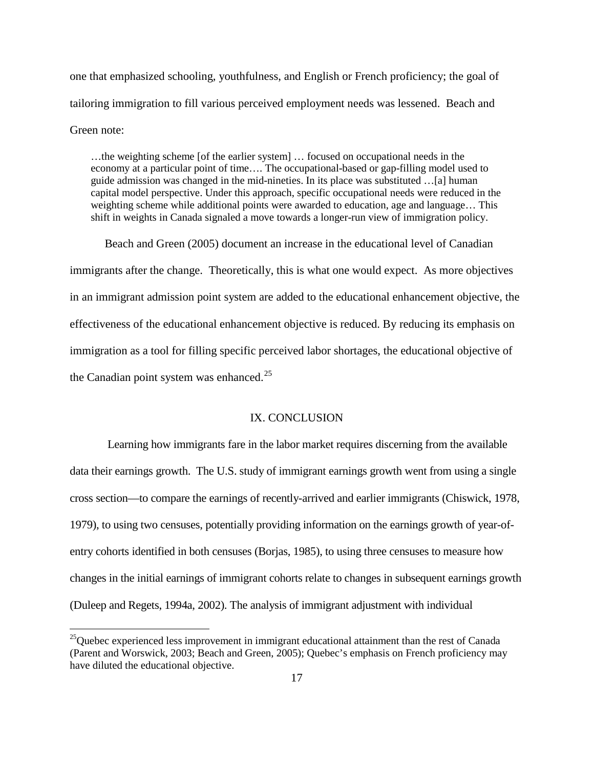one that emphasized schooling, youthfulness, and English or French proficiency; the goal of tailoring immigration to fill various perceived employment needs was lessened. Beach and Green note:

> …the weighting scheme [of the earlier system] … focused on occupational needs in the economy at a particular point of time…. The occupational-based or gap-filling model used to guide admission was changed in the mid-nineties. In its place was substituted …[a] human capital model perspective. Under this approach, specific occupational needs were reduced in the weighting scheme while additional points were awarded to education, age and language… This shift in weights in Canada signaled a move towards a longer-run view of immigration policy.

Beach and Green (2005) document an increase in the educational level of Canadian immigrants after the change. Theoretically, this is what one would expect. As more objectives in an immigrant admission point system are added to the educational enhancement objective, the effectiveness of the educational enhancement objective is reduced. By reducing its emphasis on immigration as a tool for filling specific perceived labor shortages, the educational objective of the Canadian point system was enhanced.[25]

## IX. CONCLUSION

Learning how immigrants fare in the labor market requires discerning from the available data their earnings growth. The U.S. study of immigrant earnings growth went from using a single cross section—to compare the earnings of recently-arrived and earlier immigrants (Chiswick, 1978, 1979), to using two censuses, potentially providing information on the earnings growth of year-of-entry cohorts identified in both censuses (Borjas, 1985), to using three censuses to measure how changes in the initial earnings of immigrant cohorts relate to changes in subsequent earnings growth (Duleep and Regets, 1994a, 2002). The analysis of immigrant adjustment with individual

[25] Quebec experienced less improvement in immigrant educational attainment than the rest of Canada (Parent and Worswick, 2003; Beach and Green, 2005); Quebec's emphasis on French proficiency may have diluted the educational objective.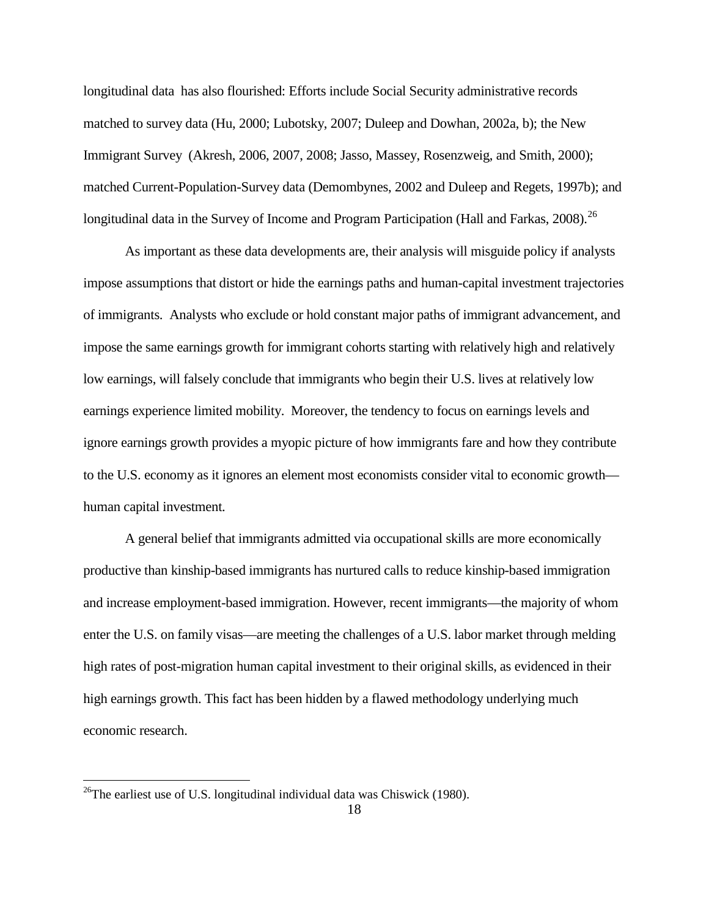longitudinal data has also flourished: Efforts include Social Security administrative records matched to survey data (Hu, 2000; Lubotsky, 2007; Duleep and Dowhan, 2002a, b); the New Immigrant Survey (Akresh, 2006, 2007, 2008; Jasso, Massey, Rosenzweig, and Smith, 2000); matched Current-Population-Survey data (Demombynes, 2002 and Duleep and Regets, 1997b); and longitudinal data in the Survey of Income and Program Participation (Hall and Farkas, 2008).[26]

As important as these data developments are, their analysis will misguide policy if analysts impose assumptions that distort or hide the earnings paths and human-capital investment trajectories of immigrants. Analysts who exclude or hold constant major paths of immigrant advancement, and impose the same earnings growth for immigrant cohorts starting with relatively high and relatively low earnings, will falsely conclude that immigrants who begin their U.S. lives at relatively low earnings experience limited mobility. Moreover, the tendency to focus on earnings levels and ignore earnings growth provides a myopic picture of how immigrants fare and how they contribute to the U.S. economy as it ignores an element most economists consider vital to economic growth—human capital investment.

A general belief that immigrants admitted via occupational skills are more economically productive than kinship-based immigrants has nurtured calls to reduce kinship-based immigration and increase employment-based immigration. However, recent immigrants—the majority of whom enter the U.S. on family visas—are meeting the challenges of a U.S. labor market through melding high rates of post-migration human capital investment to their original skills, as evidenced in their high earnings growth. This fact has been hidden by a flawed methodology underlying much economic research.

[26]The earliest use of U.S. longitudinal individual data was Chiswick (1980).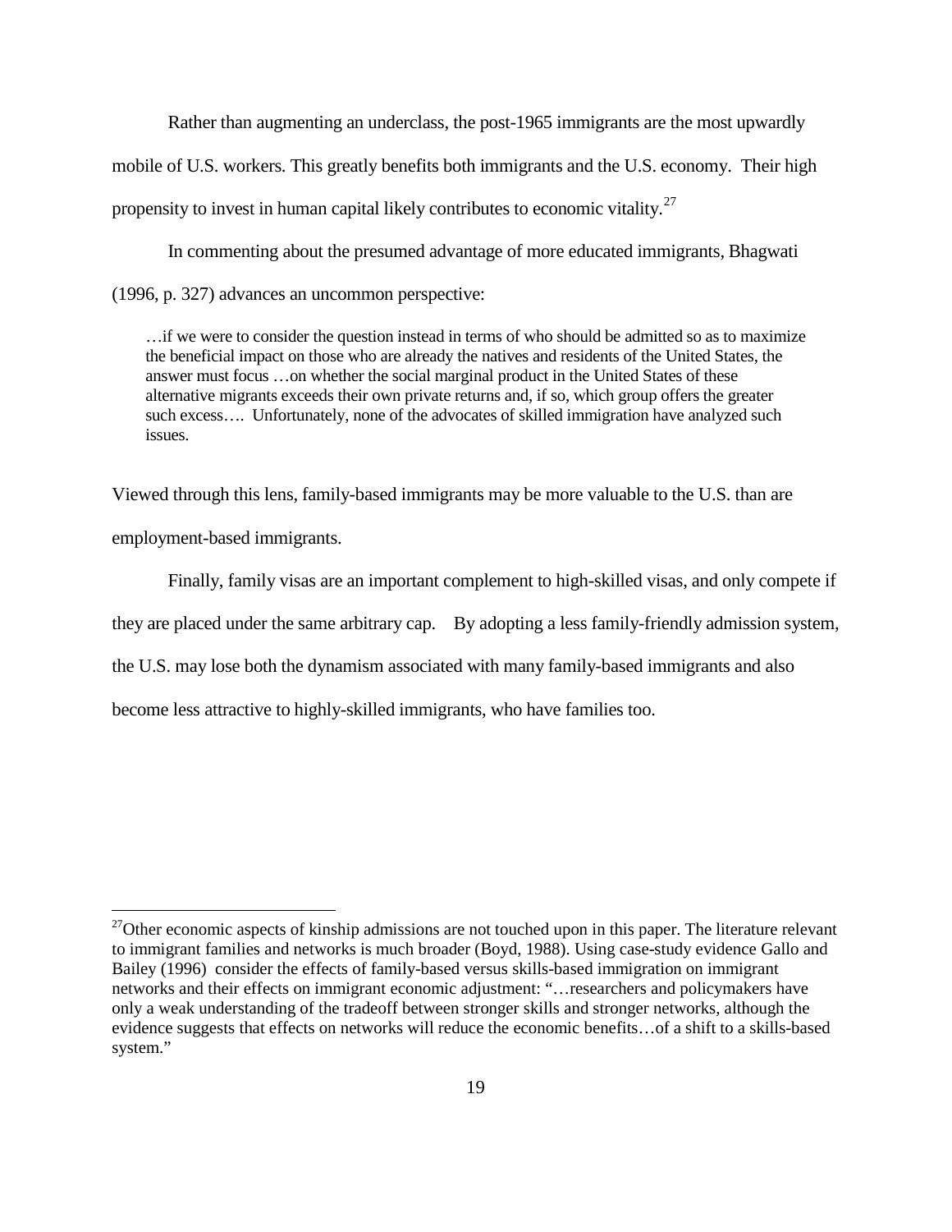Rather than augmenting an underclass, the post-1965 immigrants are the most upwardly mobile of U.S. workers. This greatly benefits both immigrants and the U.S. economy. Their high propensity to invest in human capital likely contributes to economic vitality.[27]

In commenting about the presumed advantage of more educated immigrants, Bhagwati (1996, p. 327) advances an uncommon perspective:

> …if we were to consider the question instead in terms of who should be admitted so as to maximize the beneficial impact on those who are already the natives and residents of the United States, the answer must focus …on whether the social marginal product in the United States of these alternative migrants exceeds their own private returns and, if so, which group offers the greater such excess…. Unfortunately, none of the advocates of skilled immigration have analyzed such issues.

Viewed through this lens, family-based immigrants may be more valuable to the U.S. than are employment-based immigrants.

Finally, family visas are an important complement to high-skilled visas, and only compete if they are placed under the same arbitrary cap. By adopting a less family-friendly admission system, the U.S. may lose both the dynamism associated with many family-based immigrants and also become less attractive to highly-skilled immigrants, who have families too.

---

[27] Other economic aspects of kinship admissions are not touched upon in this paper. The literature relevant to immigrant families and networks is much broader (Boyd, 1988). Using case-study evidence Gallo and Bailey (1996) consider the effects of family-based versus skills-based immigration on immigrant networks and their effects on immigrant economic adjustment: "…researchers and policymakers have only a weak understanding of the tradeoff between stronger skills and stronger networks, although the evidence suggests that effects on networks will reduce the economic benefits…of a shift to a skills-based system."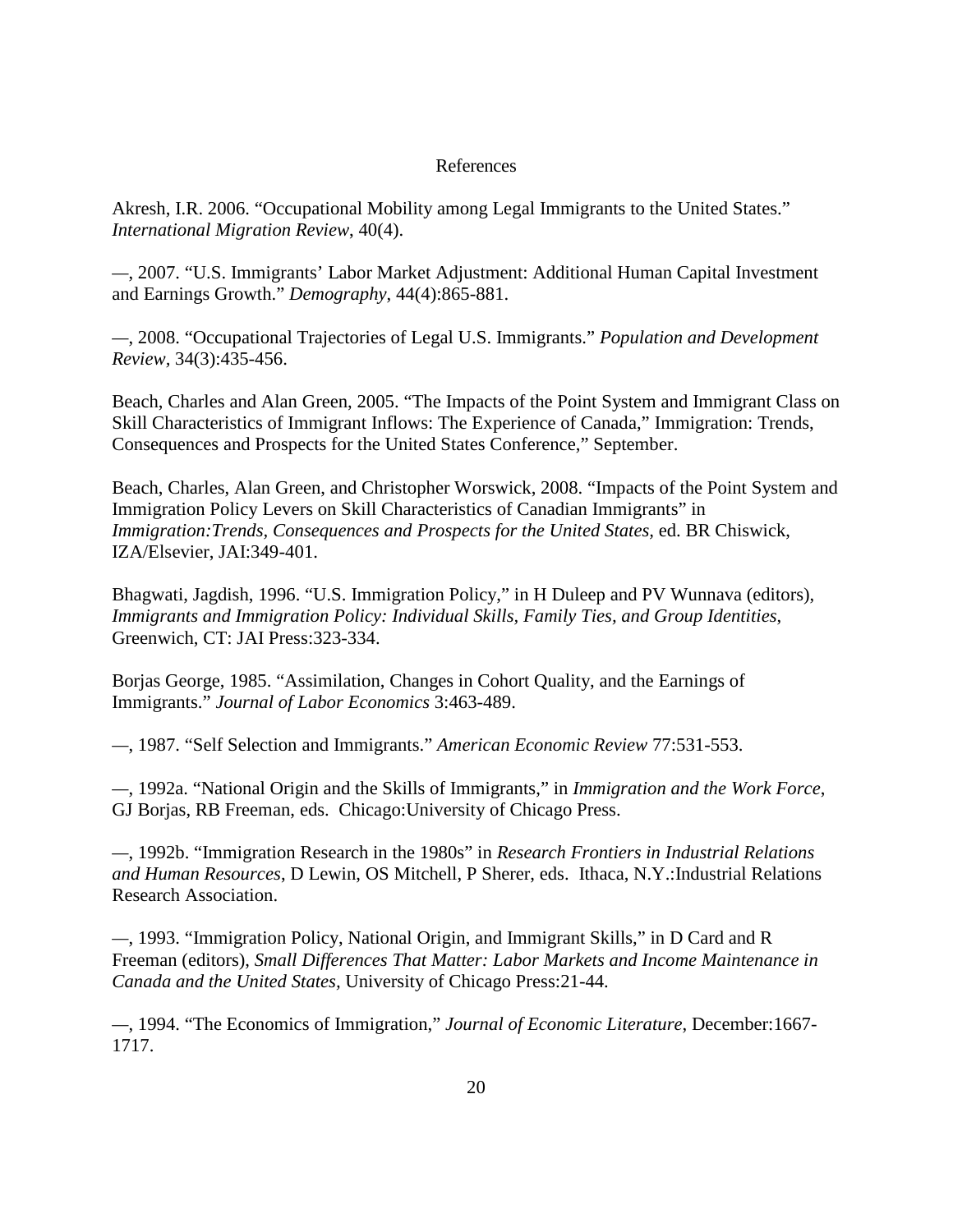# References

Akresh, I.R. 2006. "Occupational Mobility among Legal Immigrants to the United States." *International Migration Review*, 40(4).

—, 2007. "U.S. Immigrants' Labor Market Adjustment: Additional Human Capital Investment and Earnings Growth." *Demography*, 44(4):865-881.

—, 2008. "Occupational Trajectories of Legal U.S. Immigrants." *Population and Development Review*, 34(3):435-456.

Beach, Charles and Alan Green, 2005. "The Impacts of the Point System and Immigrant Class on Skill Characteristics of Immigrant Inflows: The Experience of Canada," Immigration: Trends, Consequences and Prospects for the United States Conference," September.

Beach, Charles, Alan Green, and Christopher Worswick, 2008. "Impacts of the Point System and Immigration Policy Levers on Skill Characteristics of Canadian Immigrants" in *Immigration:Trends, Consequences and Prospects for the United States,* ed. BR Chiswick, IZA/Elsevier, JAI:349-401.

Bhagwati, Jagdish, 1996. "U.S. Immigration Policy," in H Duleep and PV Wunnava (editors), *Immigrants and Immigration Policy: Individual Skills, Family Ties, and Group Identities*, Greenwich, CT: JAI Press:323-334.

Borjas George, 1985. "Assimilation, Changes in Cohort Quality, and the Earnings of Immigrants." *Journal of Labor Economics* 3:463-489.

—, 1987. "Self Selection and Immigrants." *American Economic Review* 77:531-553.

—, 1992a. "National Origin and the Skills of Immigrants," in *Immigration and the Work Force*, GJ Borjas, RB Freeman, eds. Chicago:University of Chicago Press.

—, 1992b. "Immigration Research in the 1980s" in *Research Frontiers in Industrial Relations and Human Resources*, D Lewin, OS Mitchell, P Sherer, eds. Ithaca, N.Y.:Industrial Relations Research Association.

—, 1993. "Immigration Policy, National Origin, and Immigrant Skills," in D Card and R Freeman (editors), *Small Differences That Matter: Labor Markets and Income Maintenance in Canada and the United States,* University of Chicago Press:21-44.

—, 1994. "The Economics of Immigration," *Journal of Economic Literature*, December:1667-1717.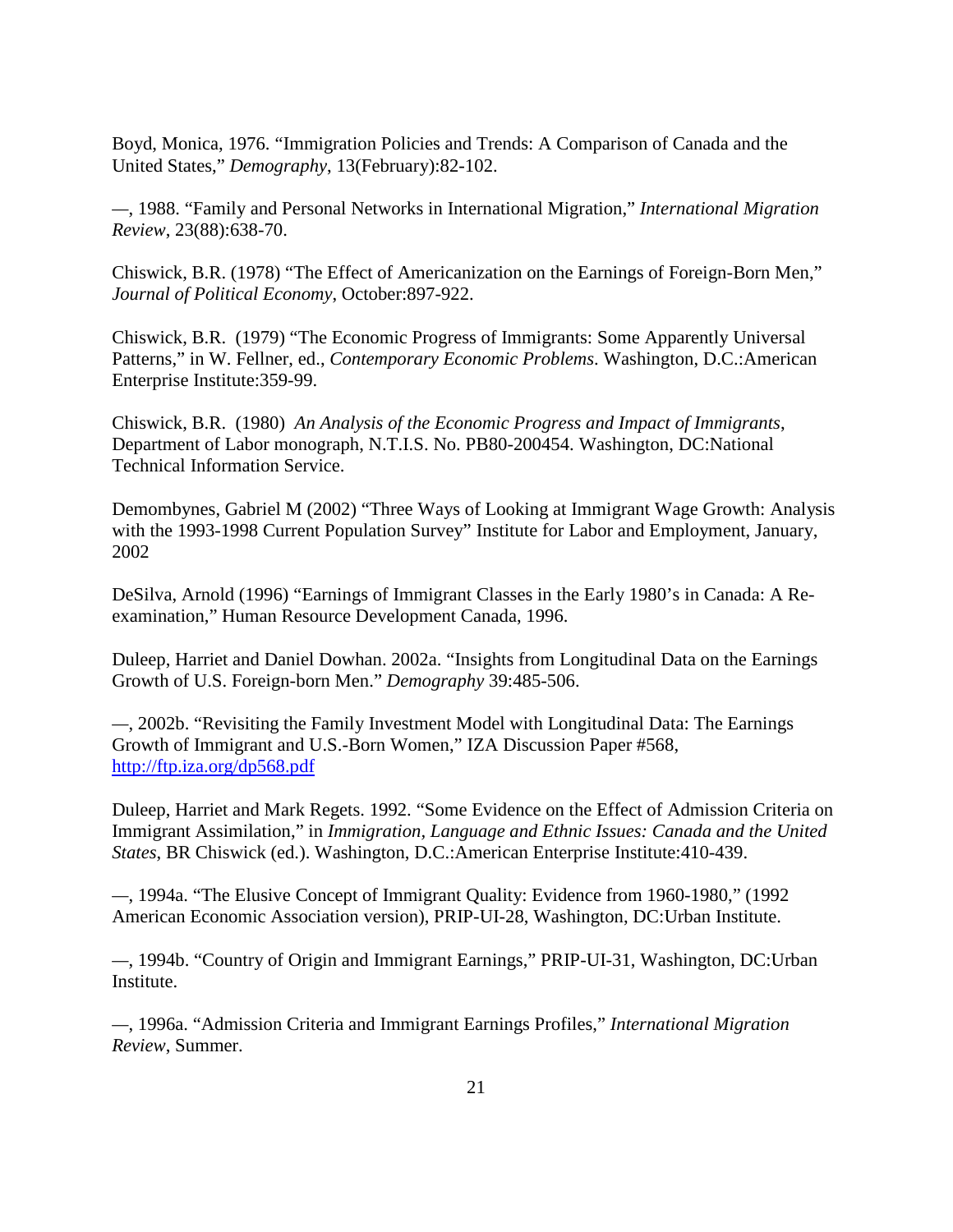Boyd, Monica, 1976. "Immigration Policies and Trends: A Comparison of Canada and the United States," *Demography*, 13(February):82-102.

—, 1988. "Family and Personal Networks in International Migration," *International Migration Review*, 23(88):638-70.

Chiswick, B.R. (1978) "The Effect of Americanization on the Earnings of Foreign-Born Men," *Journal of Political Economy*, October:897-922.

Chiswick, B.R. (1979) "The Economic Progress of Immigrants: Some Apparently Universal Patterns," in W. Fellner, ed., *Contemporary Economic Problems*. Washington, D.C.:American Enterprise Institute:359-99.

Chiswick, B.R. (1980) *An Analysis of the Economic Progress and Impact of Immigrants*, Department of Labor monograph, N.T.I.S. No. PB80-200454. Washington, DC:National Technical Information Service.

Demombynes, Gabriel M (2002) "Three Ways of Looking at Immigrant Wage Growth: Analysis with the 1993-1998 Current Population Survey" Institute for Labor and Employment, January, 2002

DeSilva, Arnold (1996) "Earnings of Immigrant Classes in the Early 1980's in Canada: A Re-examination," Human Resource Development Canada, 1996.

Duleep, Harriet and Daniel Dowhan. 2002a. "Insights from Longitudinal Data on the Earnings Growth of U.S. Foreign-born Men." *Demography* 39:485-506.

—, 2002b. "Revisiting the Family Investment Model with Longitudinal Data: The Earnings Growth of Immigrant and U.S.-Born Women," IZA Discussion Paper #568, http://ftp.iza.org/dp568.pdf

Duleep, Harriet and Mark Regets. 1992. "Some Evidence on the Effect of Admission Criteria on Immigrant Assimilation," in *Immigration, Language and Ethnic Issues: Canada and the United States*, BR Chiswick (ed.). Washington, D.C.:American Enterprise Institute:410-439.

—, 1994a. "The Elusive Concept of Immigrant Quality: Evidence from 1960-1980," (1992 American Economic Association version), PRIP-UI-28, Washington, DC:Urban Institute.

—, 1994b. "Country of Origin and Immigrant Earnings," PRIP-UI-31, Washington, DC:Urban Institute.

—, 1996a. "Admission Criteria and Immigrant Earnings Profiles," *International Migration Review*, Summer.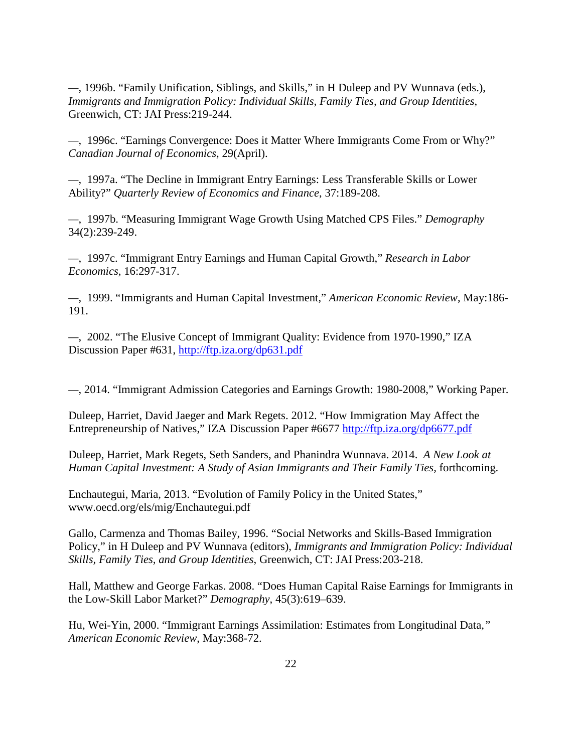—, 1996b. "Family Unification, Siblings, and Skills," in H Duleep and PV Wunnava (eds.), *Immigrants and Immigration Policy: Individual Skills, Family Ties, and Group Identities*, Greenwich, CT: JAI Press:219-244.

—, 1996c. "Earnings Convergence: Does it Matter Where Immigrants Come From or Why?" *Canadian Journal of Economics*, 29(April).

—, 1997a. "The Decline in Immigrant Entry Earnings: Less Transferable Skills or Lower Ability?" *Quarterly Review of Economics and Finance*, 37:189-208.

—, 1997b. "Measuring Immigrant Wage Growth Using Matched CPS Files." *Demography* 34(2):239-249.

—, 1997c. "Immigrant Entry Earnings and Human Capital Growth," *Research in Labor Economics*, 16:297-317.

—, 1999. "Immigrants and Human Capital Investment," *American Economic Review*, May:186-191.

—, 2002. "The Elusive Concept of Immigrant Quality: Evidence from 1970-1990," IZA Discussion Paper #631, http://ftp.iza.org/dp631.pdf

—, 2014. "Immigrant Admission Categories and Earnings Growth: 1980-2008," Working Paper.

Duleep, Harriet, David Jaeger and Mark Regets. 2012. "How Immigration May Affect the Entrepreneurship of Natives," IZA Discussion Paper #6677 http://ftp.iza.org/dp6677.pdf

Duleep, Harriet, Mark Regets, Seth Sanders, and Phanindra Wunnava. 2014. *A New Look at Human Capital Investment: A Study of Asian Immigrants and Their Family Ties*, forthcoming.

Enchautegui, Maria, 2013. "Evolution of Family Policy in the United States," www.oecd.org/els/mig/Enchautegui.pdf

Gallo, Carmenza and Thomas Bailey, 1996. "Social Networks and Skills-Based Immigration Policy," in H Duleep and PV Wunnava (editors), *Immigrants and Immigration Policy: Individual Skills, Family Ties, and Group Identities*, Greenwich, CT: JAI Press:203-218.

Hall, Matthew and George Farkas. 2008. "Does Human Capital Raise Earnings for Immigrants in the Low-Skill Labor Market?" *Demography*, 45(3):619–639.

Hu, Wei-Yin, 2000. "Immigrant Earnings Assimilation: Estimates from Longitudinal Data," *American Economic Review*, May:368-72.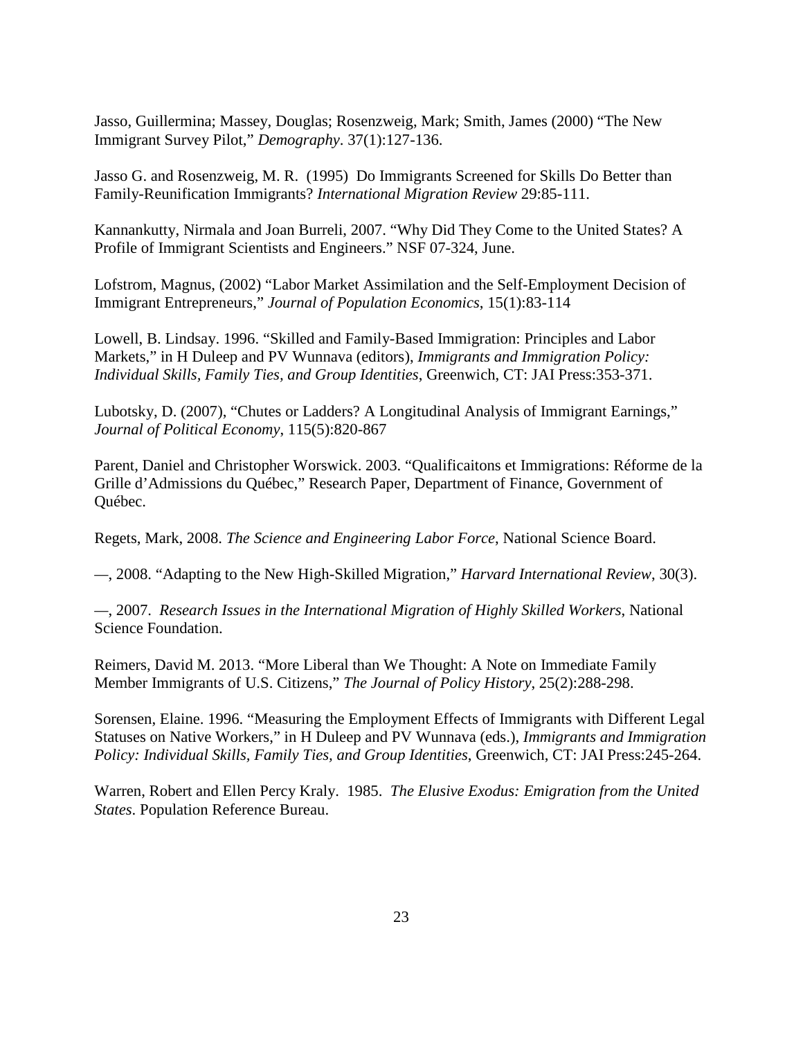Jasso, Guillermina; Massey, Douglas; Rosenzweig, Mark; Smith, James (2000) "The New Immigrant Survey Pilot," *Demography*. 37(1):127-136.

Jasso G. and Rosenzweig, M. R. (1995) Do Immigrants Screened for Skills Do Better than Family-Reunification Immigrants? *International Migration Review* 29:85-111.

Kannankutty, Nirmala and Joan Burreli, 2007. "Why Did They Come to the United States? A Profile of Immigrant Scientists and Engineers." NSF 07-324, June.

Lofstrom, Magnus, (2002) "Labor Market Assimilation and the Self-Employment Decision of Immigrant Entrepreneurs," *Journal of Population Economics*, 15(1):83-114

Lowell, B. Lindsay. 1996. "Skilled and Family-Based Immigration: Principles and Labor Markets," in H Duleep and PV Wunnava (editors), *Immigrants and Immigration Policy: Individual Skills, Family Ties, and Group Identities*, Greenwich, CT: JAI Press:353-371.

Lubotsky, D. (2007), "Chutes or Ladders? A Longitudinal Analysis of Immigrant Earnings," *Journal of Political Economy*, 115(5):820-867

Parent, Daniel and Christopher Worswick. 2003. "Qualificaitons et Immigrations: Réforme de la Grille d'Admissions du Québec," Research Paper, Department of Finance, Government of Québec.

Regets, Mark, 2008. *The Science and Engineering Labor Force*, National Science Board.

—, 2008. "Adapting to the New High-Skilled Migration," *Harvard International Review*, 30(3).

—, 2007. *Research Issues in the International Migration of Highly Skilled Workers*, National Science Foundation.

Reimers, David M. 2013. "More Liberal than We Thought: A Note on Immediate Family Member Immigrants of U.S. Citizens," *The Journal of Policy History*, 25(2):288-298.

Sorensen, Elaine. 1996. "Measuring the Employment Effects of Immigrants with Different Legal Statuses on Native Workers," in H Duleep and PV Wunnava (eds.), *Immigrants and Immigration Policy: Individual Skills, Family Ties, and Group Identities*, Greenwich, CT: JAI Press:245-264.

Warren, Robert and Ellen Percy Kraly. 1985. *The Elusive Exodus: Emigration from the United States*. Population Reference Bureau.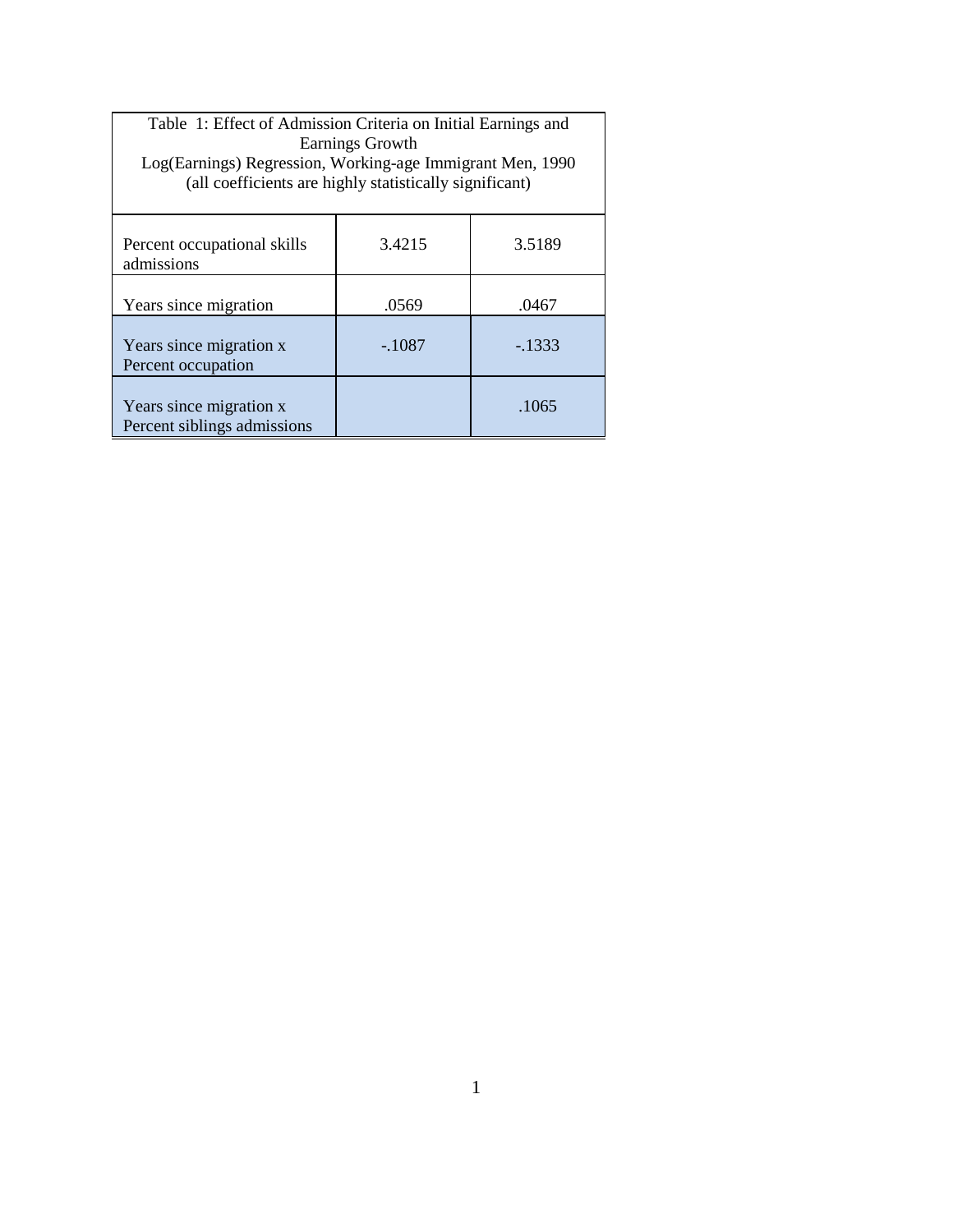Table 1: Effect of Admission Criteria on Initial Earnings and Earnings Growth
Log(Earnings) Regression, Working-age Immigrant Men, 1990
(all coefficients are highly statistically significant)

| | | |
|---|---|---|
| Percent occupational skills admissions | 3.4215 | 3.5189 |
| Years since migration | .0569 | .0467 |
| Years since migration x Percent occupation | -.1087 | -.1333 |
| Years since migration x Percent siblings admissions | | .1065 |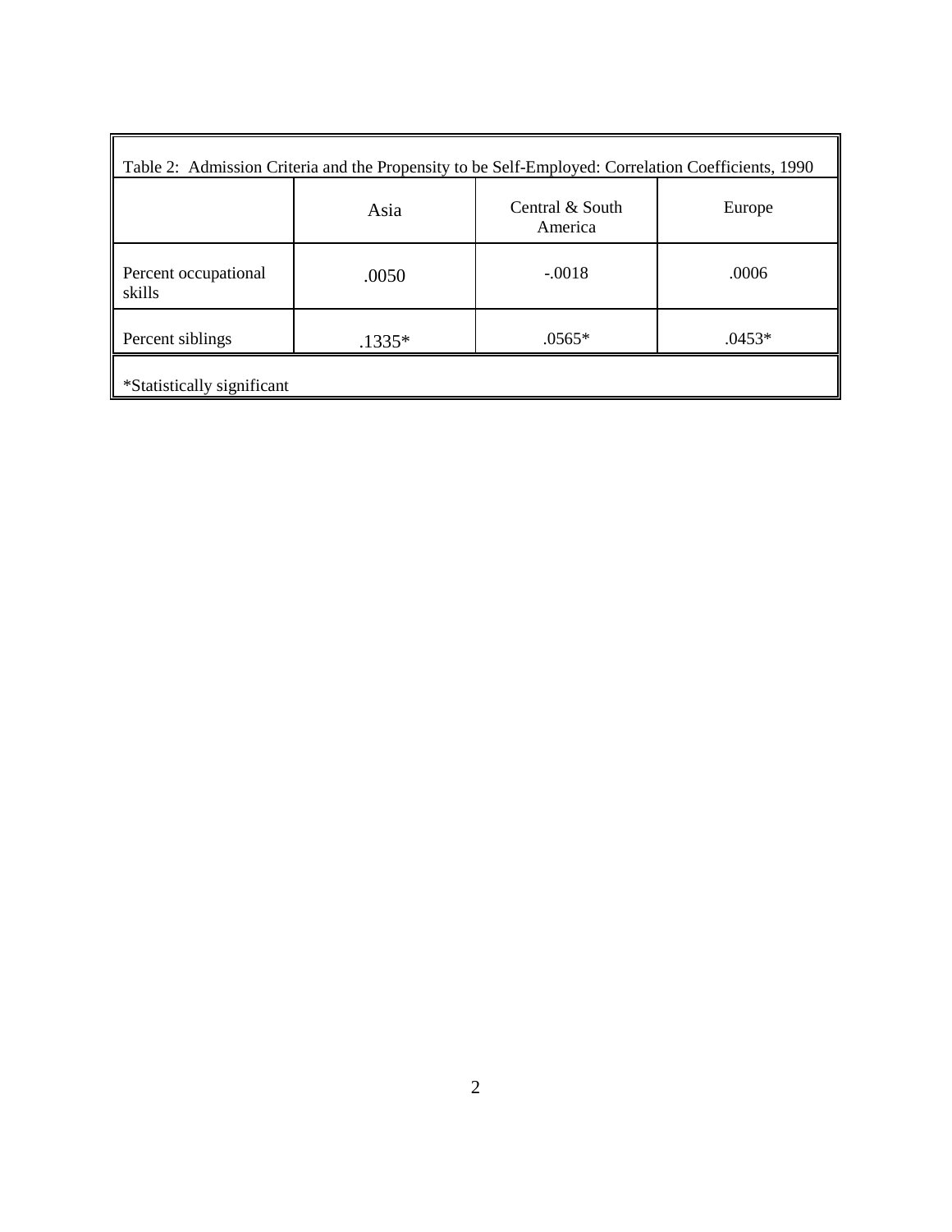Table 2: Admission Criteria and the Propensity to be Self-Employed: Correlation Coefficients, 1990

| | Asia | Central & South America | Europe |
|---|---|---|---|
| Percent occupational skills | .0050 | -.0018 | .0006 |
| Percent siblings | .1335* | .0565* | .0453* |

*Statistically significant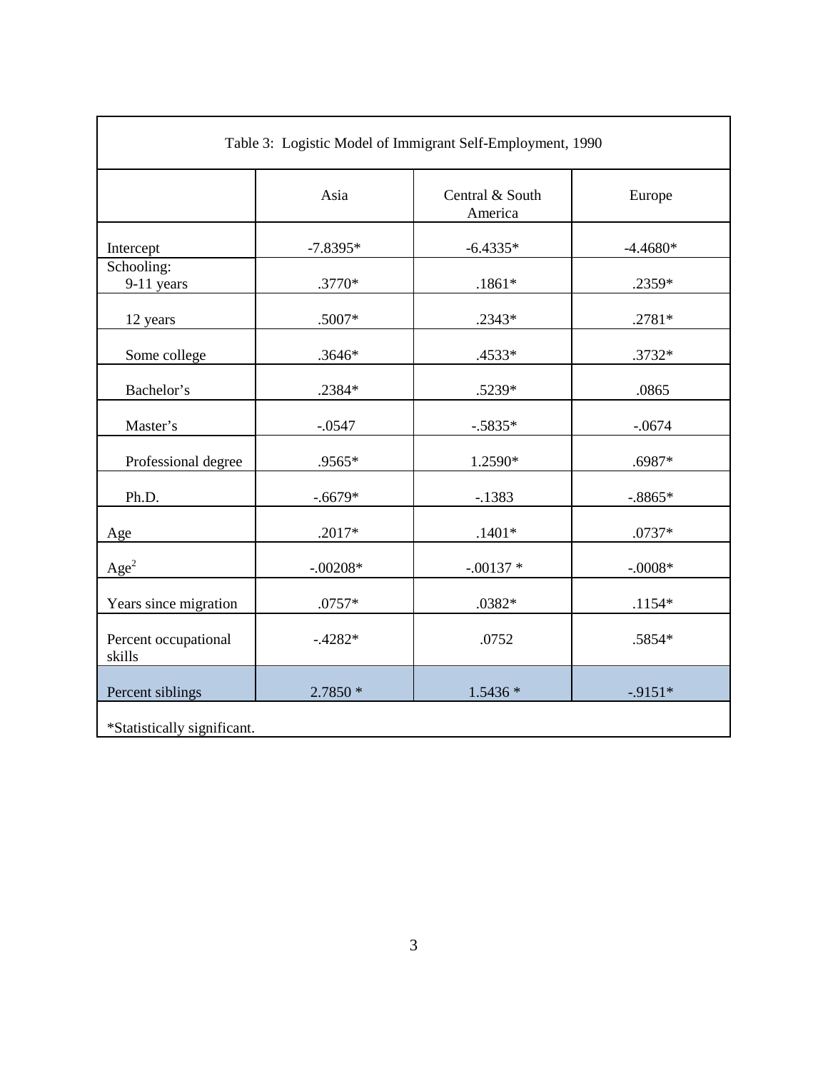Table 3: Logistic Model of Immigrant Self-Employment, 1990

| | Asia | Central & South America | Europe |
|---|---|---|---|
| Intercept | -7.8395* | -6.4335* | -4.4680* |
| Schooling: 9-11 years | .3770* | .1861* | .2359* |
| 12 years | .5007* | .2343* | .2781* |
| Some college | .3646* | .4533* | .3732* |
| Bachelor's | .2384* | .5239* | .0865 |
| Master's | -.0547 | -.5835* | -.0674 |
| Professional degree | .9565* | 1.2590* | .6987* |
| Ph.D. | -.6679* | -.1383 | -.8865* |
| Age | .2017* | .1401* | .0737* |
| $Age^2$ | -.00208* | -.00137 * | -.0008* |
| Years since migration | .0757* | .0382* | .1154* |
| Percent occupational skills | -.4282* | .0752 | .5854* |
| Percent siblings | 2.7850 * | 1.5436 * | -.9151* |

*Statistically significant.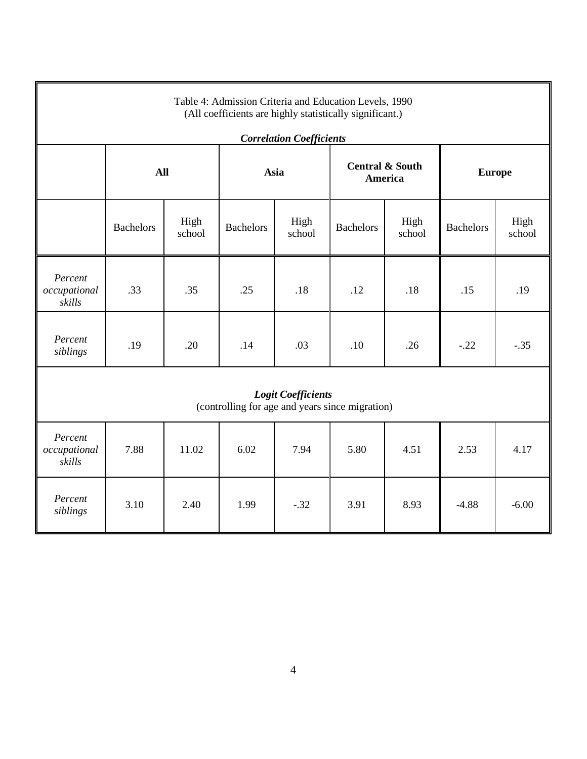Table 4: Admission Criteria and Education Levels, 1990
(All coefficients are highly statistically significant.)

***Correlation Coefficients***

| | **All** | | **Asia** | | **Central & South America** | | **Europe** | |
|---|---|---|---|---|---|---|---|---|
| | Bachelors | High school | Bachelors | High school | Bachelors | High school | Bachelors | High school |
| *Percent occupational skills* | .33 | .35 | .25 | .18 | .12 | .18 | .15 | .19 |
| *Percent siblings* | .19 | .20 | .14 | .03 | .10 | .26 | -.22 | -.35 |

***Logit Coefficients***
(controlling for age and years since migration)

| | **All** | | **Asia** | | **Central & South America** | | **Europe** | |
|---|---|---|---|---|---|---|---|---|
| | Bachelors | High school | Bachelors | High school | Bachelors | High school | Bachelors | High school |
| *Percent occupational skills* | 7.88 | 11.02 | 6.02 | 7.94 | 5.80 | 4.51 | 2.53 | 4.17 |
| *Percent siblings* | 3.10 | 2.40 | 1.99 | -.32 | 3.91 | 8.93 | -4.88 | -6.00 |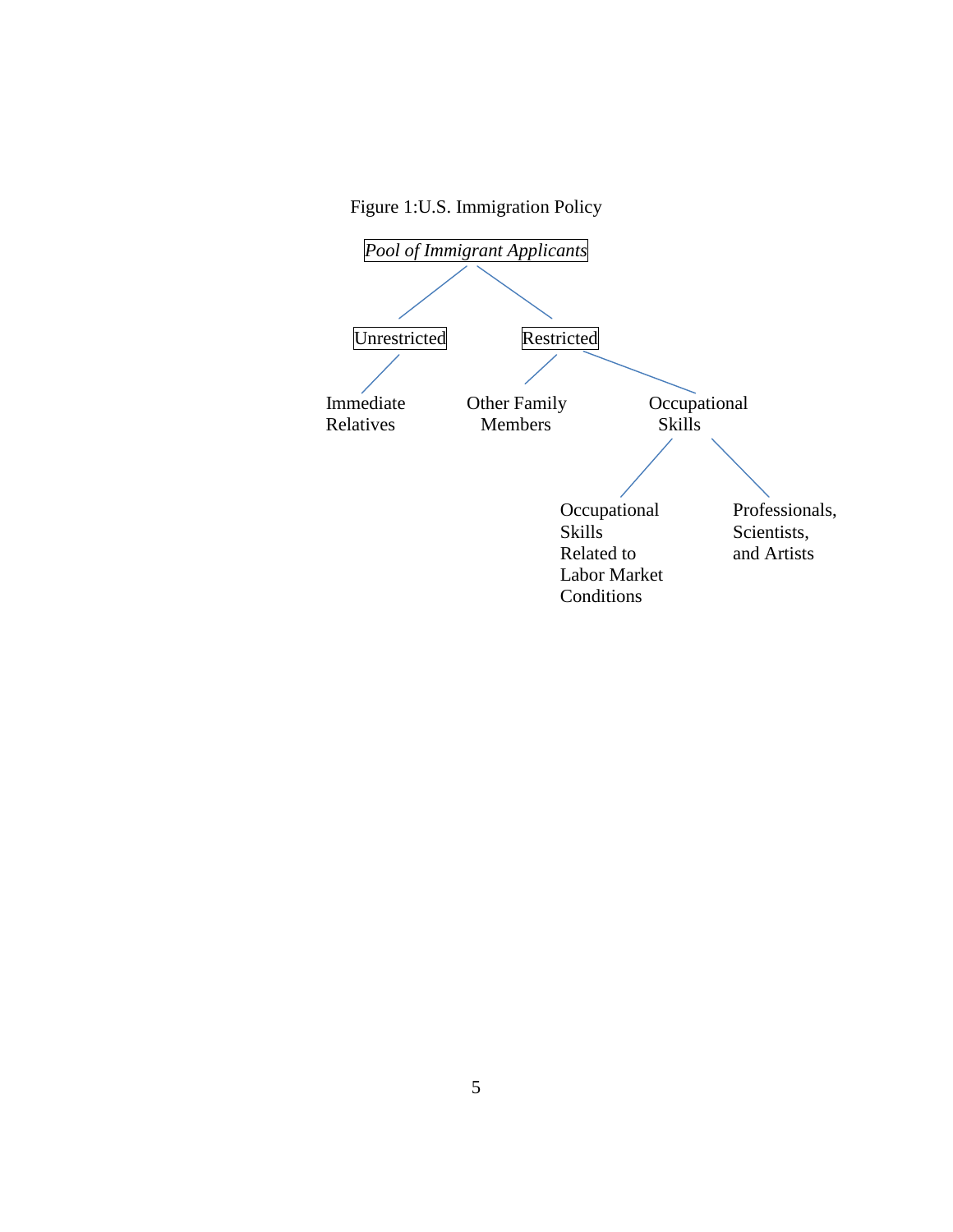Figure 1:U.S. Immigration Policy

- *Pool of Immigrant Applicants*
  - Unrestricted
    - Immediate Relatives
  - Restricted
    - Other Family Members
    - Occupational Skills
      - Occupational Skills Related to Labor Market Conditions
      - Professionals, Scientists, and Artists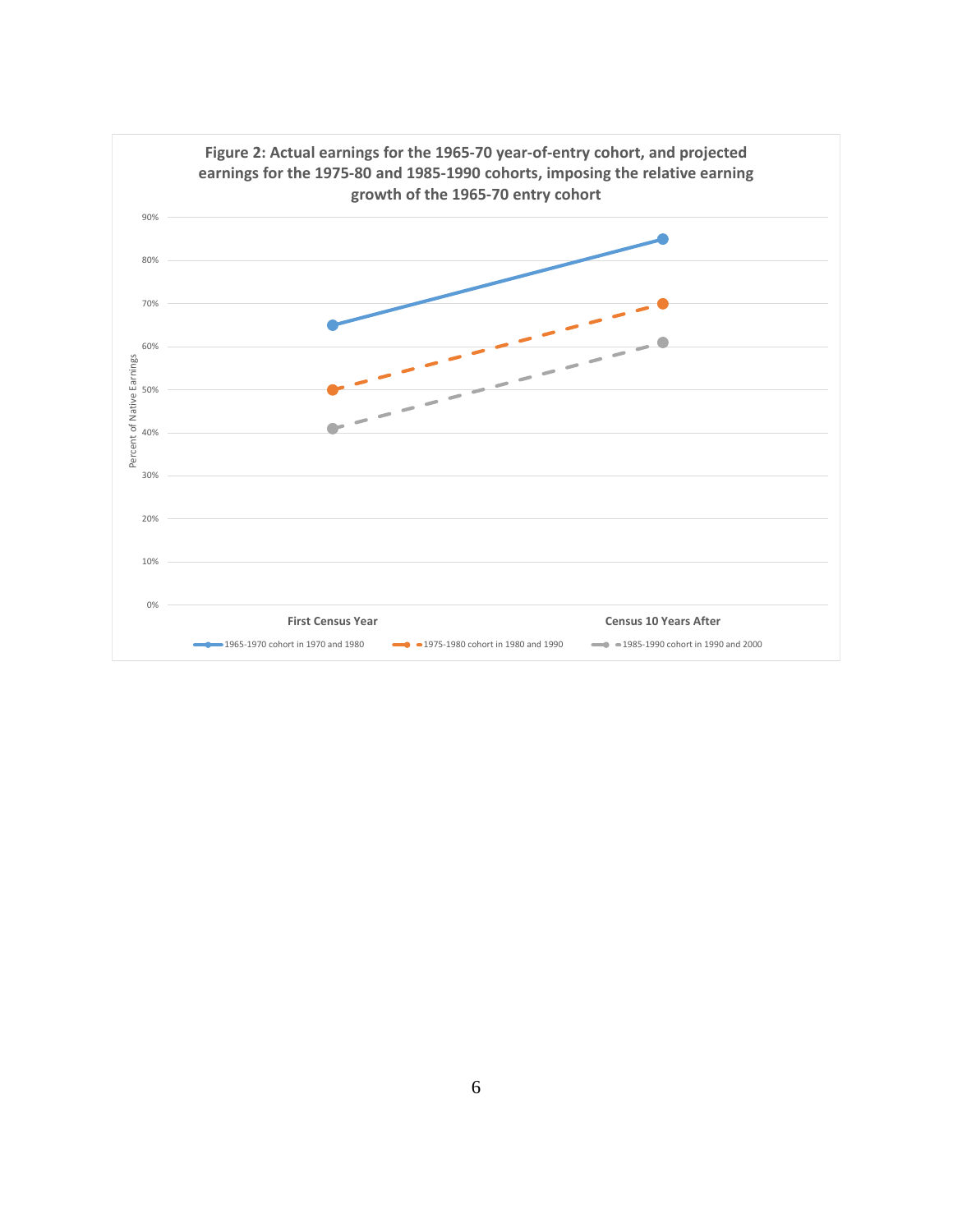**Figure 2: Actual earnings for the 1965-70 year-of-entry cohort, and projected earnings for the 1975-80 and 1985-1990 cohorts, imposing the relative earning growth of the 1965-70 entry cohort**

Percent of Native Earnings

| | First Census Year | Census 10 Years After |
|---|---|---|
| 1965-1970 cohort in 1970 and 1980 | 65% | 85% |
| 1975-1980 cohort in 1980 and 1990 | 50% | 70% |
| 1985-1990 cohort in 1990 and 2000 | 41% | 61% |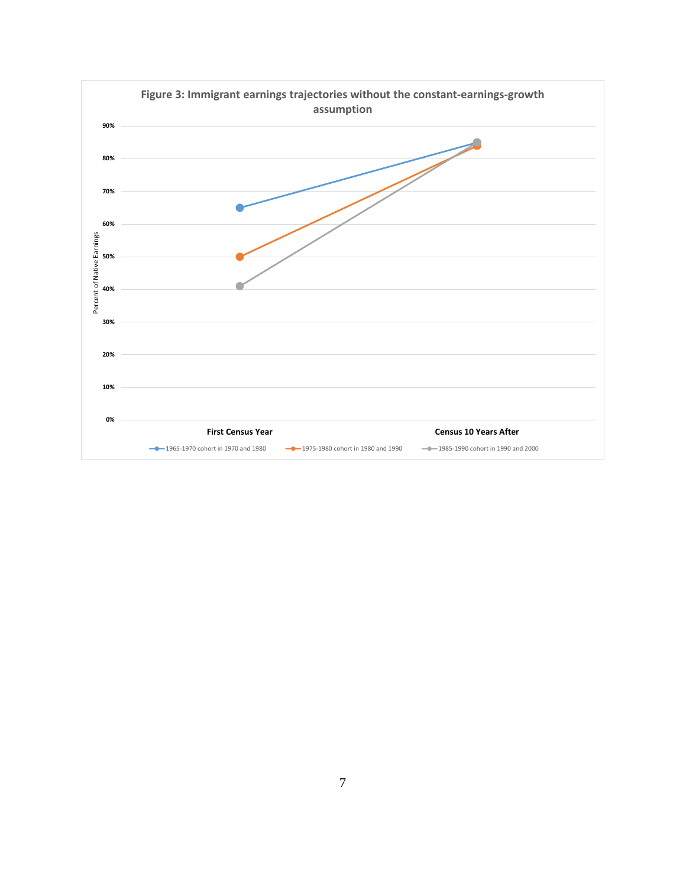**Figure 3: Immigrant earnings trajectories without the constant-earnings-growth assumption**

| | First Census Year | Census 10 Years After |
|---|---|---|
| 1965-1970 cohort in 1970 and 1980 | 65% | 85% |
| 1975-1980 cohort in 1980 and 1990 | 50% | 84% |
| 1985-1990 cohort in 1990 and 2000 | 41% | 85% |

Y-axis: Percent of Native Earnings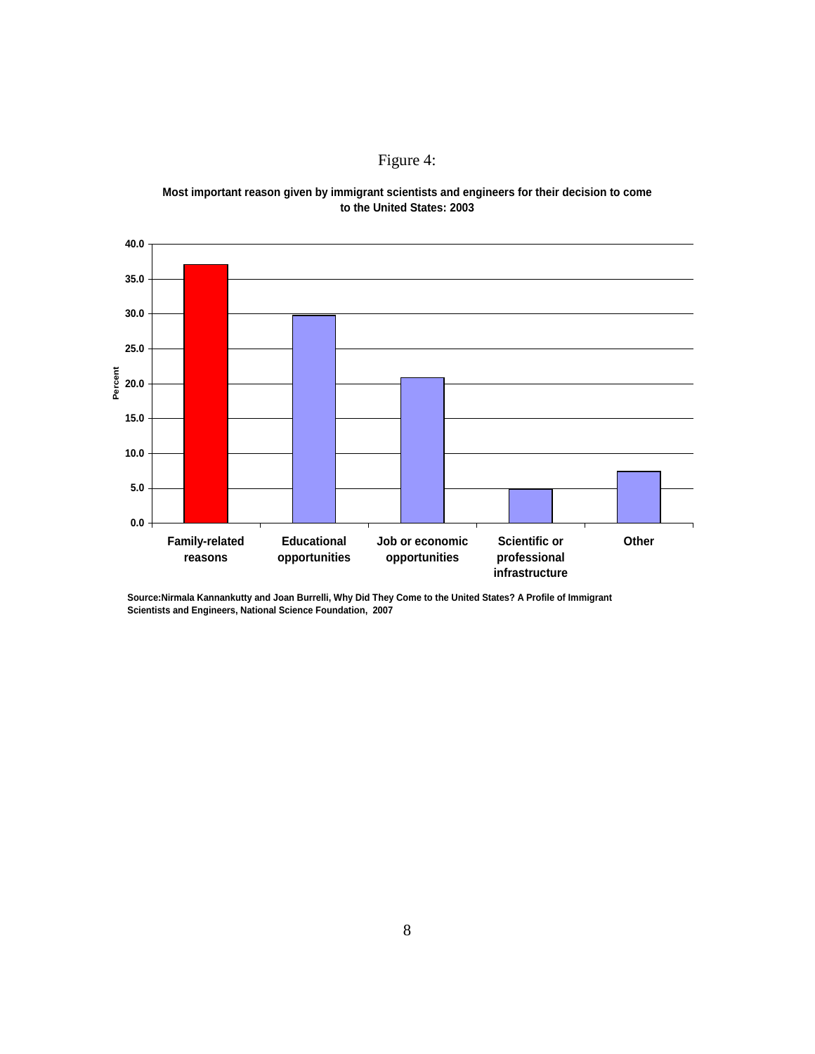Figure 4:

**Most important reason given by immigrant scientists and engineers for their decision to come to the United States: 2003**

Percent

40.0
35.0
30.0
25.0
20.0
15.0
10.0
5.0
0.0

Family-related reasons
Educational opportunities
Job or economic opportunities
Scientific or professional infrastructure
Other

Source:Nirmala Kannankutty and Joan Burrelli, Why Did They Come to the United States? A Profile of Immigrant Scientists and Engineers, National Science Foundation, 2007